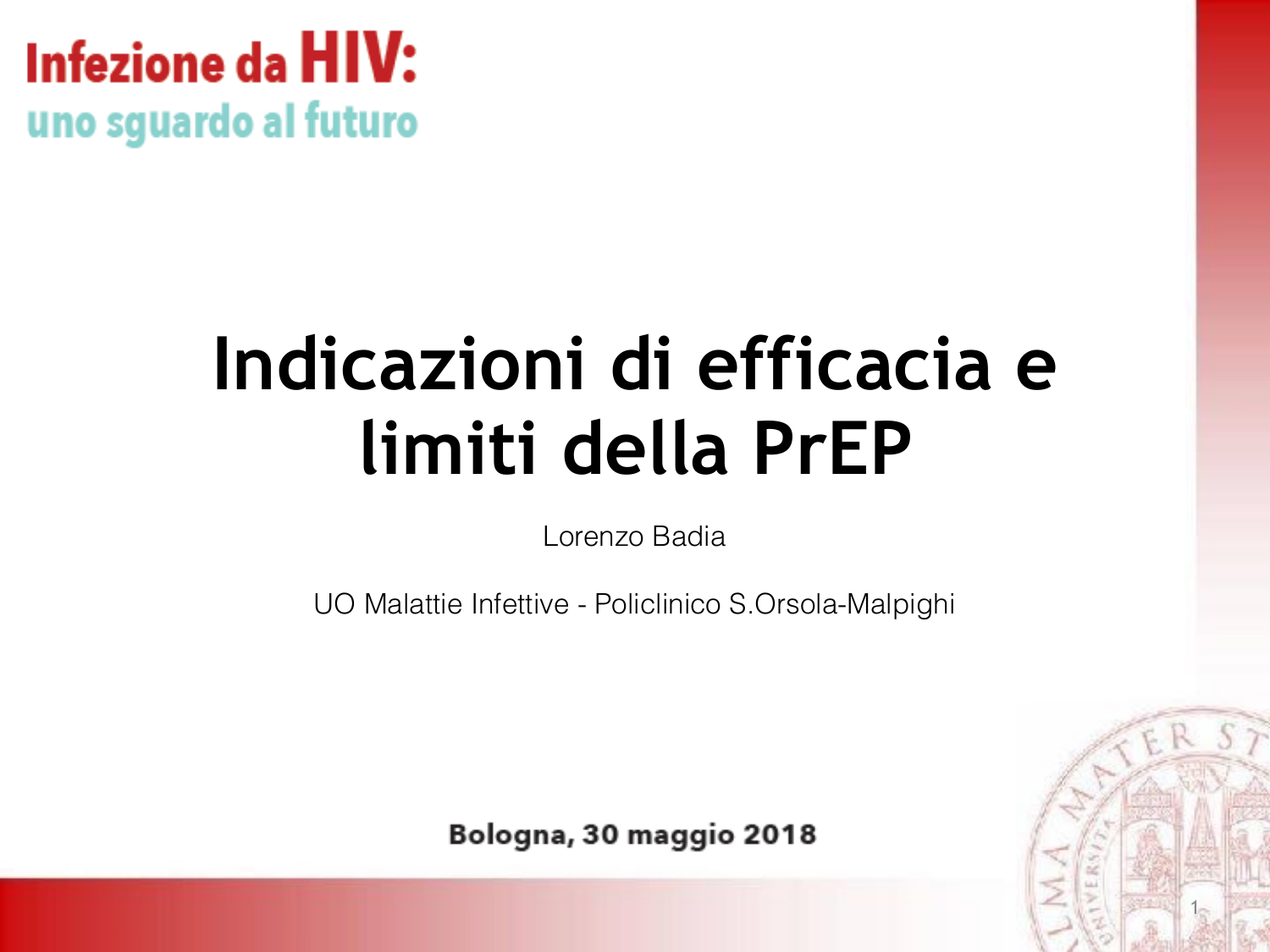**Infezione da HIV:**
**uno sguardo al futuro**

# Indicazioni di efficacia e limiti della PrEP

Lorenzo Badia

UO Malattie Infettive - Policlinico S.Orsola-Malpighi

**Bologna, 30 maggio 2018**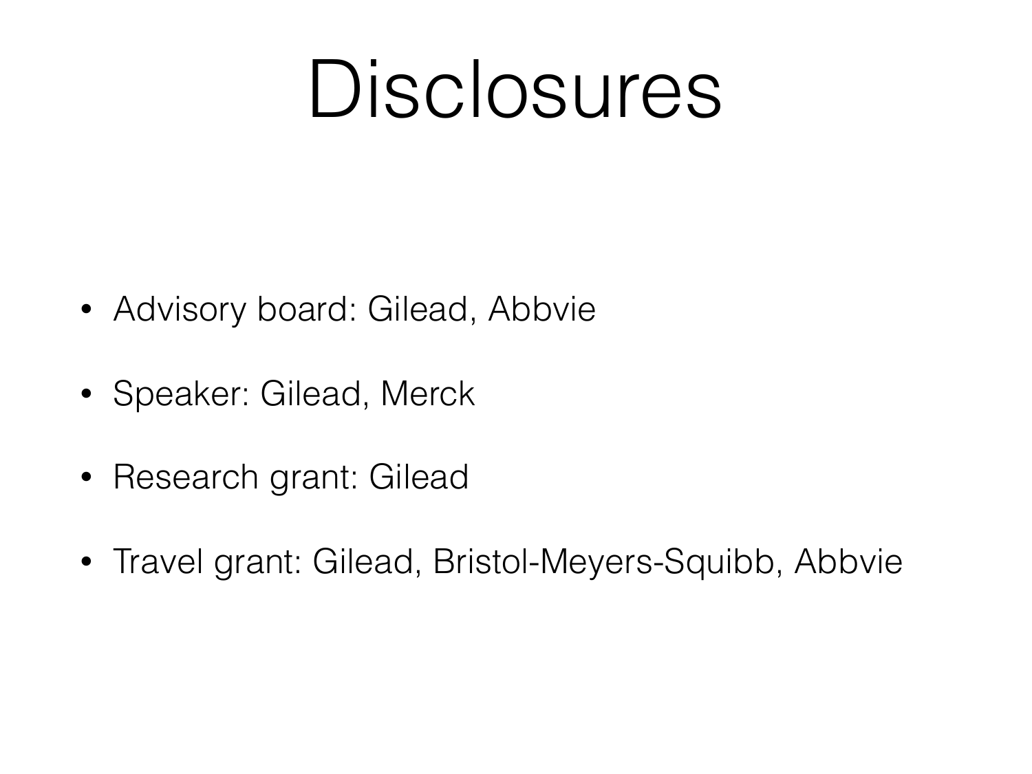# Disclosures

- Advisory board: Gilead, Abbvie
- Speaker: Gilead, Merck
- Research grant: Gilead
- Travel grant: Gilead, Bristol-Meyers-Squibb, Abbvie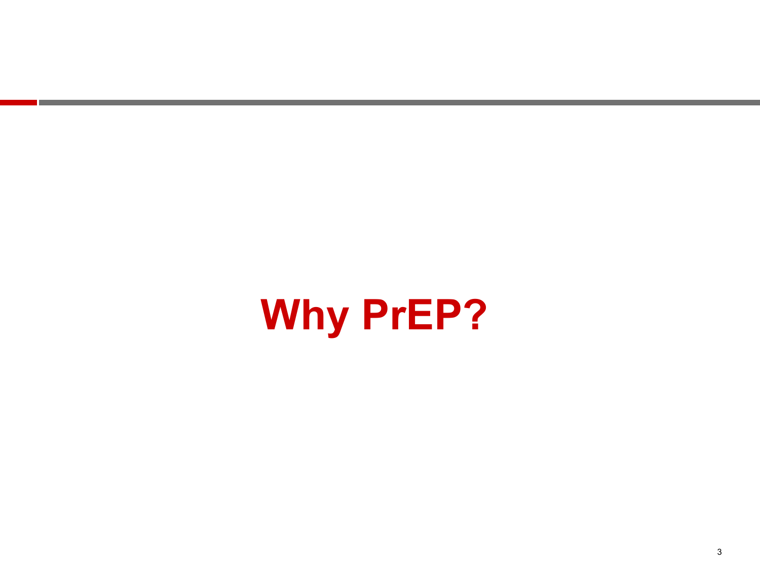# Why PrEP?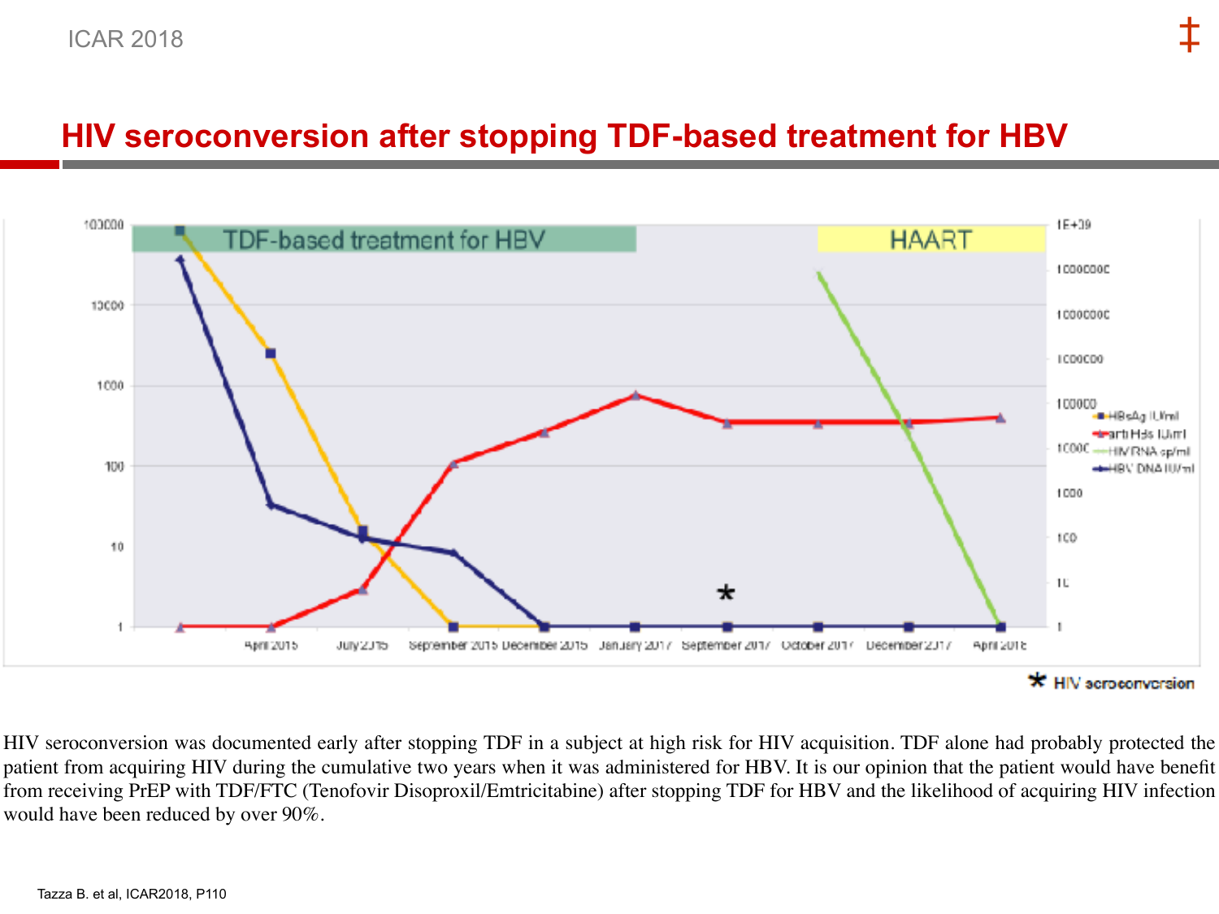## HIV seroconversion after stopping TDF-based treatment for HBV

TDF-based treatment for HBV

HAART

April 2015 | July 2015 | September 2015 | December 2015 | January 2017 | September 2017 | October 2017 | December 2017 | April 2018

HBsAg IU/ml
anti HBs IU/ml
HIV RNA cp/ml
HBV DNA IU/ml

\* HIV seroconversion

HIV seroconversion was documented early after stopping TDF in a subject at high risk for HIV acquisition. TDF alone had probably protected the patient from acquiring HIV during the cumulative two years when it was administered for HBV. It is our opinion that the patient would have benefit from receiving PrEP with TDF/FTC (Tenofovir Disoproxil/Emtricitabine) after stopping TDF for HBV and the likelihood of acquiring HIV infection would have been reduced by over 90%.

Tazza B. et al, ICAR2018, P110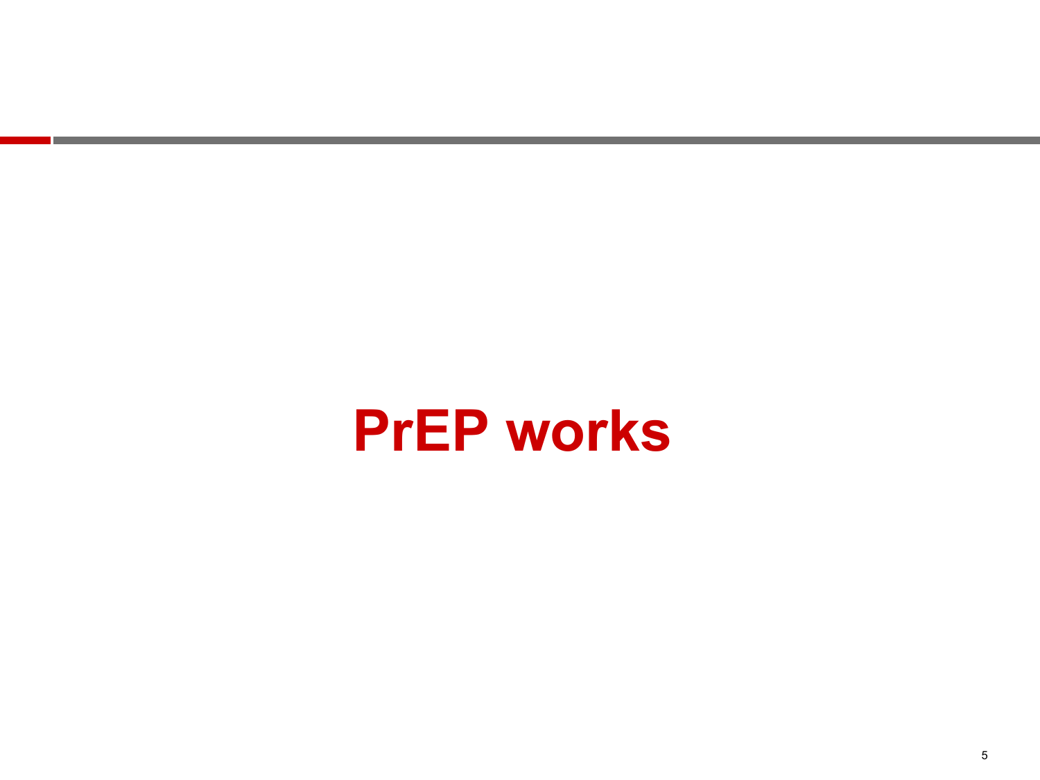# PrEP works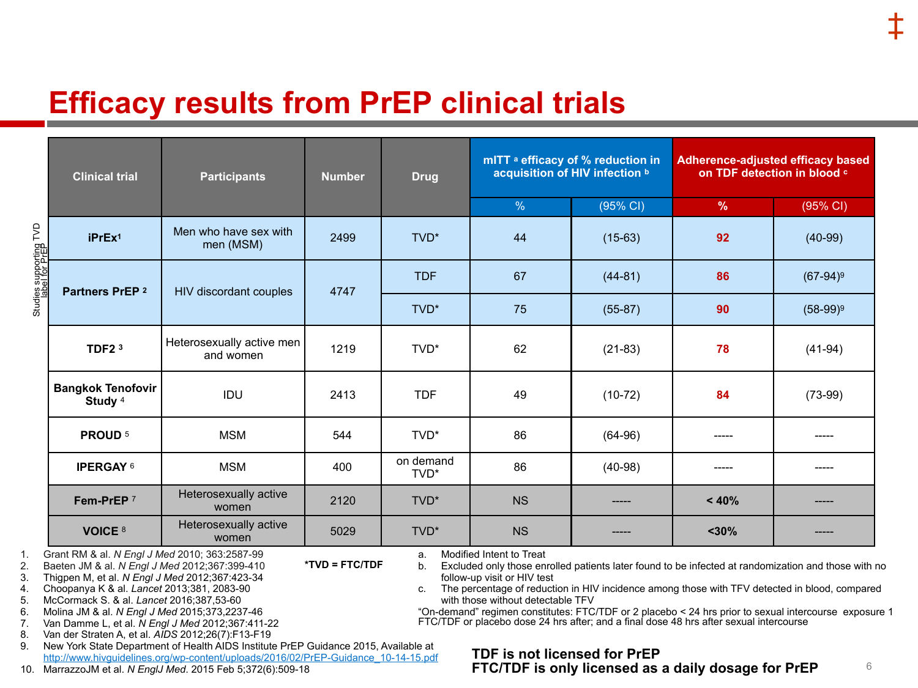# Efficacy results from PrEP clinical trials

| Clinical trial | Participants | Number | Drug | mITT [a] efficacy of % reduction in acquisition of HIV infection [b] | | Adherence-adjusted efficacy based on TDF detection in blood [c] | |
|---|---|---|---|---|---|---|---|
| | | | | % | (95% CI) | % | (95% CI) |
| iPrEx[1] | Men who have sex with men (MSM) | 2499 | TVD* | 44 | (15-63) | **92** | (40-99) |
| Partners PrEP [2] | HIV discordant couples | 4747 | TDF | 67 | (44-81) | **86** | (67-94)[9] |
| | | | TVD* | 75 | (55-87) | **90** | (58-99)[9] |
| TDF2 [3] | Heterosexually active men and women | 1219 | TVD* | 62 | (21-83) | **78** | (41-94) |
| Bangkok Tenofovir Study [4] | IDU | 2413 | TDF | 49 | (10-72) | **84** | (73-99) |
| PROUD [5] | MSM | 544 | TVD* | 86 | (64-96) | ----- | ----- |
| IPERGAY [6] | MSM | 400 | on demand TVD* | 86 | (40-98) | ----- | ----- |
| Fem-PrEP [7] | Heterosexually active women | 2120 | TVD* | NS | ----- | **< 40%** | ----- |
| VOICE [8] | Heterosexually active women | 5029 | TVD* | NS | ----- | **<30%** | ----- |

Studies supporting TVD label for PrEP: iPrEx, Partners PrEP

**\*TVD = FTC/TDF**

1. Grant RM & al. *N Engl J Med* 2010; 363:2587-99
2. Baeten JM & al. *N Engl J Med* 2012;367:399-410
3. Thigpen M, et al. *N Engl J Med* 2012;367:423-34
4. Choopanya K & al. *Lancet* 2013;381, 2083-90
5. McCormack S. & al. *Lancet* 2016;387,53-60
6. Molina JM & al. *N Engl J Med* 2015;373,2237-46
7. Van Damme L, et al. *N Engl J Med* 2012;367:411-22
8. Van der Straten A, et al. *AIDS* 2012;26(7):F13-F19
9. New York State Department of Health AIDS Institute PrEP Guidance 2015, Available at http://www.hivguidelines.org/wp-content/uploads/2016/02/PrEP-Guidance_10-14-15.pdf
10. MarrazzoJM et al. *N EnglJ Med*. 2015 Feb 5;372(6):509-18

a. Modified Intent to Treat
b. Excluded only those enrolled patients later found to be infected at randomization and those with no follow-up visit or HIV test
c. The percentage of reduction in HIV incidence among those with TFV detected in blood, compared with those without detectable TFV

"On-demand" regimen constitutes: FTC/TDF or 2 placebo < 24 hrs prior to sexual intercourse exposure 1 FTC/TDF or placebo dose 24 hrs after; and a final dose 48 hrs after sexual intercourse

**TDF is not licensed for PrEP**
**FTC/TDF is only licensed as a daily dosage for PrEP**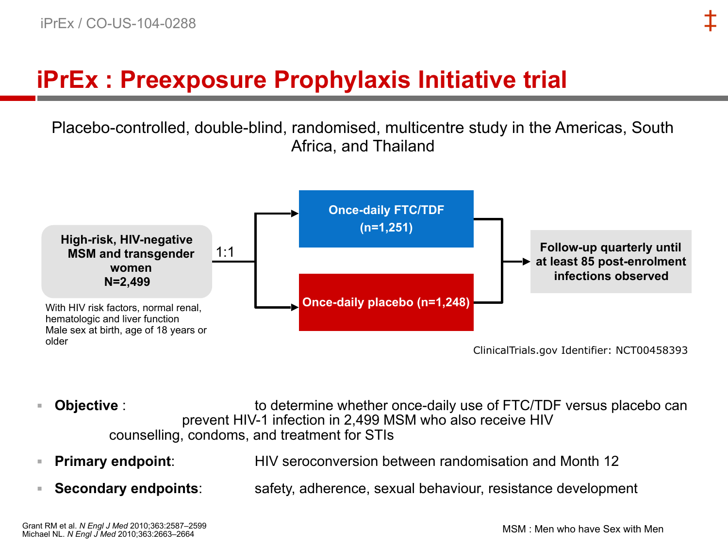# iPrEx : Preexposure Prophylaxis Initiative trial

Placebo-controlled, double-blind, randomised, multicentre study in the Americas, South Africa, and Thailand

**High-risk, HIV-negative MSM and transgender women N=2,499**

With HIV risk factors, normal renal, hematologic and liver function
Male sex at birth, age of 18 years or older

1:1

**Once-daily FTC/TDF (n=1,251)**

**Once-daily placebo (n=1,248)**

**Follow-up quarterly until at least 85 post-enrolment infections observed**

ClinicalTrials.gov Identifier: NCT00458393

- **Objective** : to determine whether once-daily use of FTC/TDF versus placebo can prevent HIV-1 infection in 2,499 MSM who also receive HIV counselling, condoms, and treatment for STIs
- **Primary endpoint**: HIV seroconversion between randomisation and Month 12
- **Secondary endpoints**: safety, adherence, sexual behaviour, resistance development

Grant RM et al. *N Engl J Med* 2010;363:2587–2599
Michael NL. *N Engl J Med* 2010;363:2663–2664

MSM : Men who have Sex with Men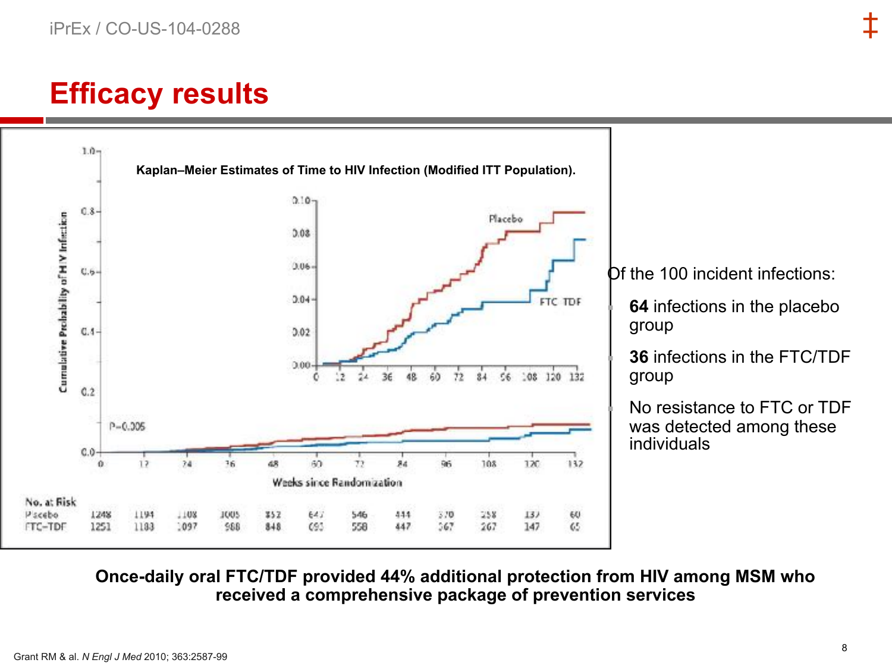# Efficacy results

**Kaplan–Meier Estimates of Time to HIV Infection (Modified ITT Population).**

| No. at Risk | 0 | 12 | 24 | 36 | 48 | 60 | 72 | 84 | 96 | 108 | 120 | 132 |
|---|---|---|---|---|---|---|---|---|---|---|---|---|
| Placebo | 1248 | 1194 | 1108 | 1005 | 852 | 647 | 546 | 444 | 370 | 258 | 137 | 60 |
| FTC–TDF | 1251 | 1183 | 1097 | 988 | 848 | 693 | 558 | 447 | 367 | 267 | 147 | 65 |

P=0.005

Of the 100 incident infections:

- **64** infections in the placebo group
- **36** infections in the FTC/TDF group
- No resistance to FTC or TDF was detected among these individuals

**Once-daily oral FTC/TDF provided 44% additional protection from HIV among MSM who received a comprehensive package of prevention services**

Grant RM & al. *N Engl J Med* 2010; 363:2587-99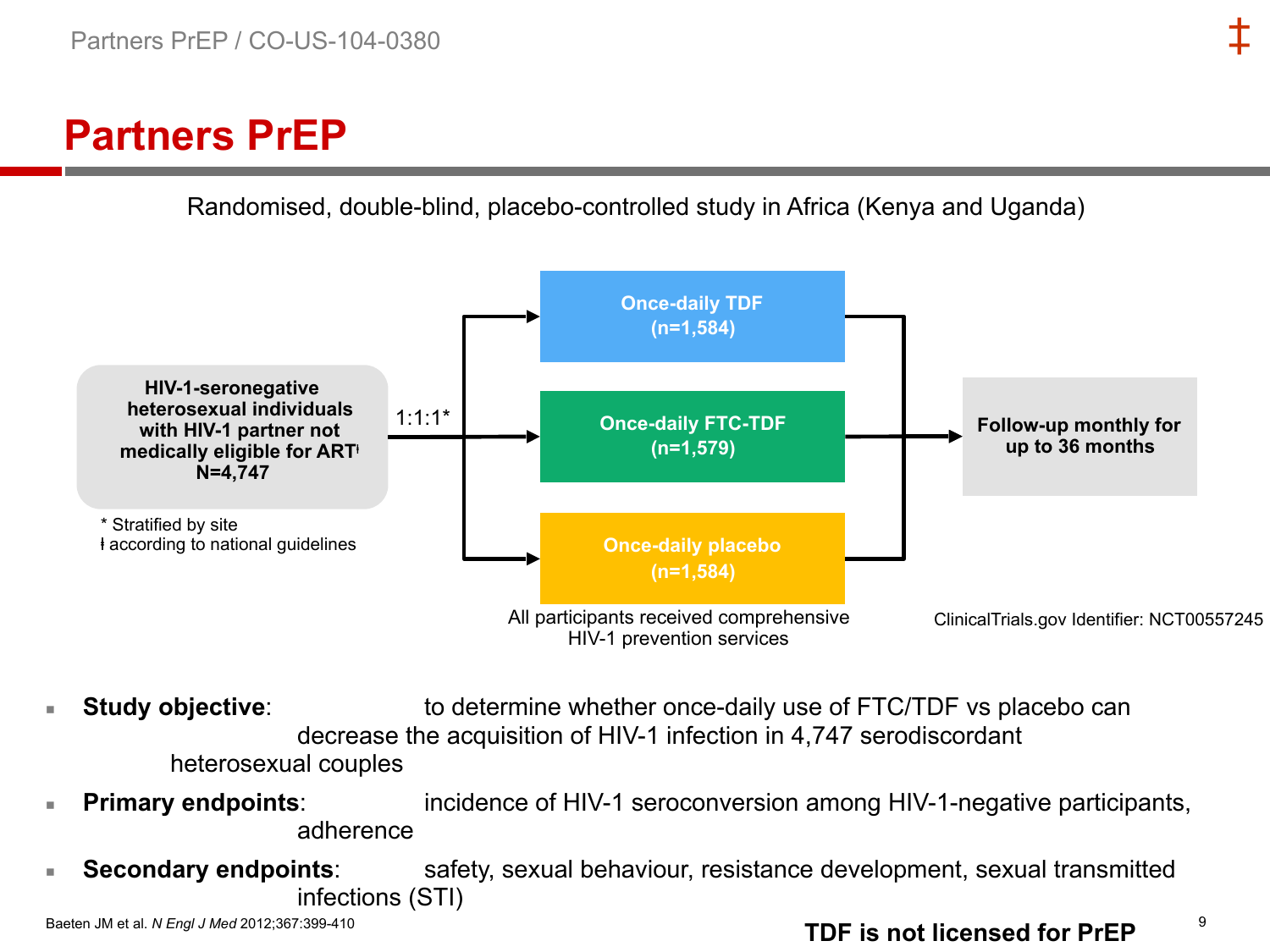# Partners PrEP

Randomised, double-blind, placebo-controlled study in Africa (Kenya and Uganda)

**HIV-1-seronegative heterosexual individuals with HIV-1 partner not medically eligible for ARTǂ N=4,747**

1:1:1*

- **Once-daily TDF (n=1,584)**
- **Once-daily FTC-TDF (n=1,579)**
- **Once-daily placebo (n=1,584)**

**Follow-up monthly for up to 36 months**

\* Stratified by site
ǂ according to national guidelines

All participants received comprehensive HIV-1 prevention services

ClinicalTrials.gov Identifier: NCT00557245

- **Study objective**: to determine whether once-daily use of FTC/TDF vs placebo can decrease the acquisition of HIV-1 infection in 4,747 serodiscordant heterosexual couples
- **Primary endpoints**: incidence of HIV-1 seroconversion among HIV-1-negative participants, adherence
- **Secondary endpoints**: safety, sexual behaviour, resistance development, sexual transmitted infections (STI)

Baeten JM et al. *N Engl J Med* 2012;367:399-410

**TDF is not licensed for PrEP**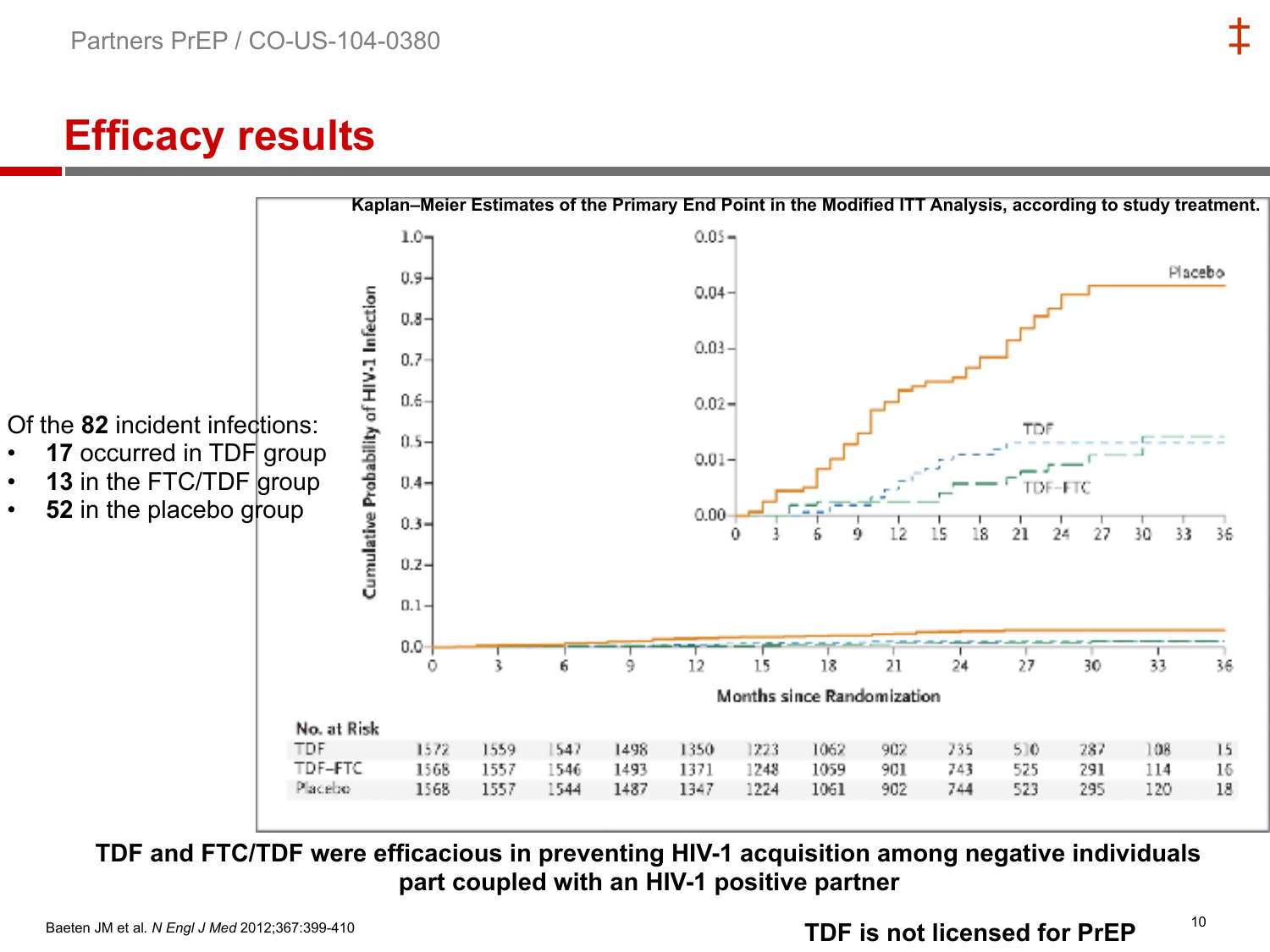# Efficacy results

Kaplan–Meier Estimates of the Primary End Point in the Modified ITT Analysis, according to study treatment.

Of the **82** incident infections:

- **17** occurred in TDF group
- **13** in the FTC/TDF group
- **52** in the placebo group

| No. at Risk | 0 | 3 | 6 | 9 | 12 | 15 | 18 | 21 | 24 | 27 | 30 | 33 | 36 |
|---|---|---|---|---|---|---|---|---|---|---|---|---|---|
| TDF | 1572 | 1559 | 1547 | 1498 | 1350 | 1223 | 1062 | 902 | 735 | 510 | 287 | 108 | 15 |
| TDF–FTC | 1568 | 1557 | 1546 | 1493 | 1371 | 1248 | 1059 | 901 | 743 | 525 | 291 | 114 | 16 |
| Placebo | 1568 | 1557 | 1544 | 1487 | 1347 | 1224 | 1061 | 902 | 744 | 523 | 295 | 120 | 18 |

**TDF and FTC/TDF were efficacious in preventing HIV-1 acquisition among negative individuals part coupled with an HIV-1 positive partner**

Baeten JM et al. *N Engl J Med* 2012;367:399-410

**TDF is not licensed for PrEP**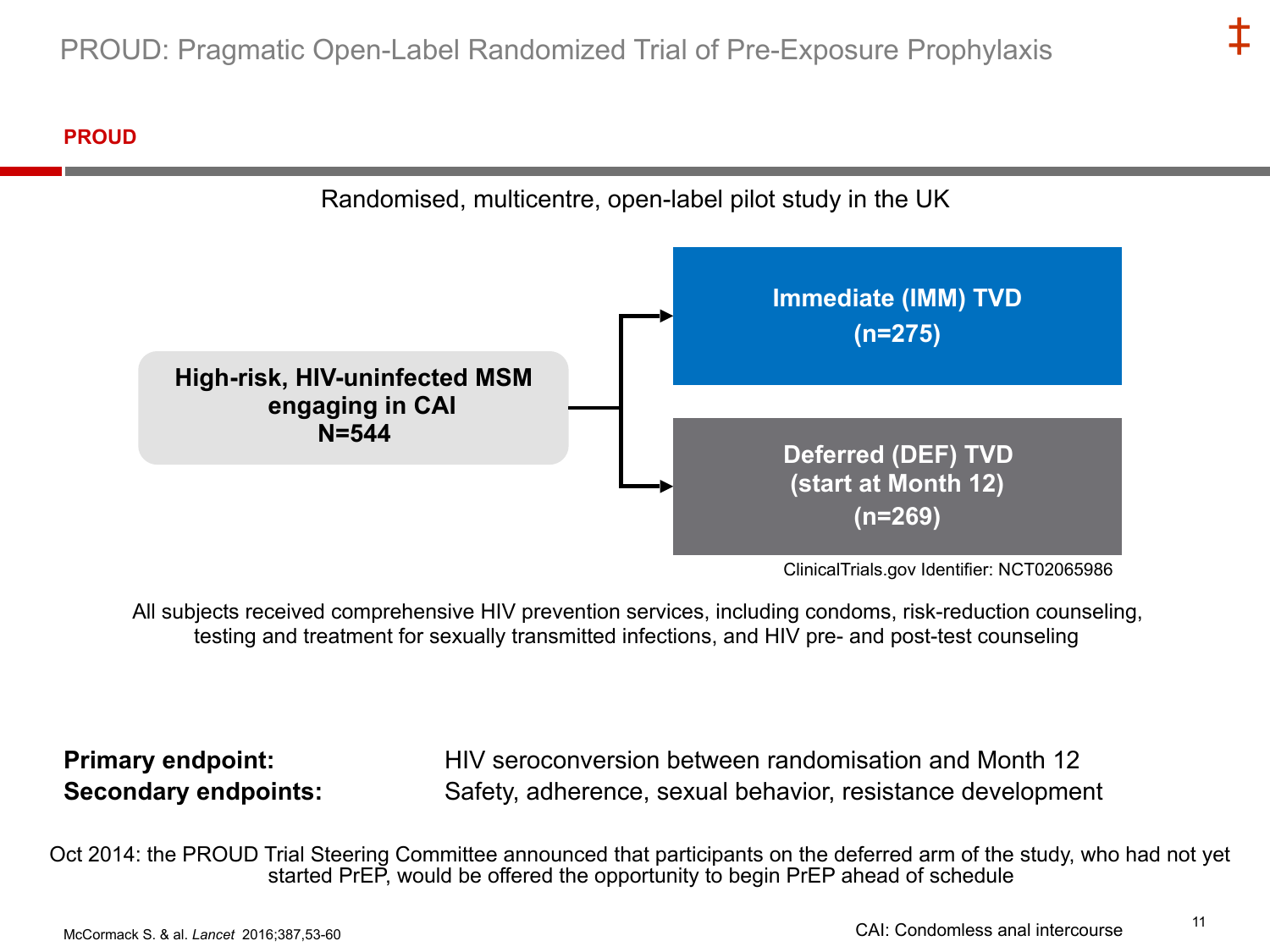# PROUD: Pragmatic Open-Label Randomized Trial of Pre-Exposure Prophylaxis

**PROUD**

Randomised, multicentre, open-label pilot study in the UK

**High-risk, HIV-uninfected MSM engaging in CAI**
**N=544**

→ **Immediate (IMM) TVD (n=275)**

→ **Deferred (DEF) TVD (start at Month 12) (n=269)**

ClinicalTrials.gov Identifier: NCT02065986

All subjects received comprehensive HIV prevention services, including condoms, risk-reduction counseling, testing and treatment for sexually transmitted infections, and HIV pre- and post-test counseling

**Primary endpoint:** HIV seroconversion between randomisation and Month 12

**Secondary endpoints:** Safety, adherence, sexual behavior, resistance development

Oct 2014: the PROUD Trial Steering Committee announced that participants on the deferred arm of the study, who had not yet started PrEP, would be offered the opportunity to begin PrEP ahead of schedule

McCormack S. & al. *Lancet* 2016;387,53-60

CAI: Condomless anal intercourse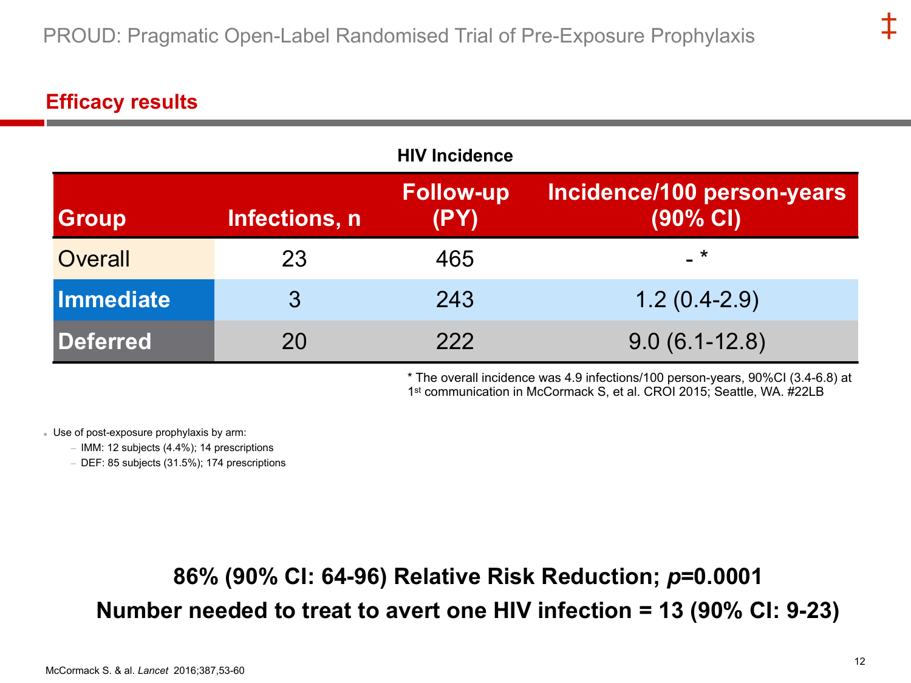# PROUD: Pragmatic Open-Label Randomised Trial of Pre-Exposure Prophylaxis

## Efficacy results

**HIV Incidence**

| Group | Infections, n | Follow-up (PY) | Incidence/100 person-years (90% CI) |
|---|---|---|---|
| Overall | 23 | 465 | - * |
| Immediate | 3 | 243 | 1.2 (0.4-2.9) |
| Deferred | 20 | 222 | 9.0 (6.1-12.8) |

* The overall incidence was 4.9 infections/100 person-years, 90%CI (3.4-6.8) at 1st communication in McCormack S, et al. CROI 2015; Seattle, WA. #22LB

- Use of post-exposure prophylaxis by arm:
  - IMM: 12 subjects (4.4%); 14 prescriptions
  - DEF: 85 subjects (31.5%); 174 prescriptions

**86% (90% CI: 64-96) Relative Risk Reduction; *p*=0.0001**

**Number needed to treat to avert one HIV infection = 13 (90% CI: 9-23)**

McCormack S. & al. *Lancet* 2016;387,53-60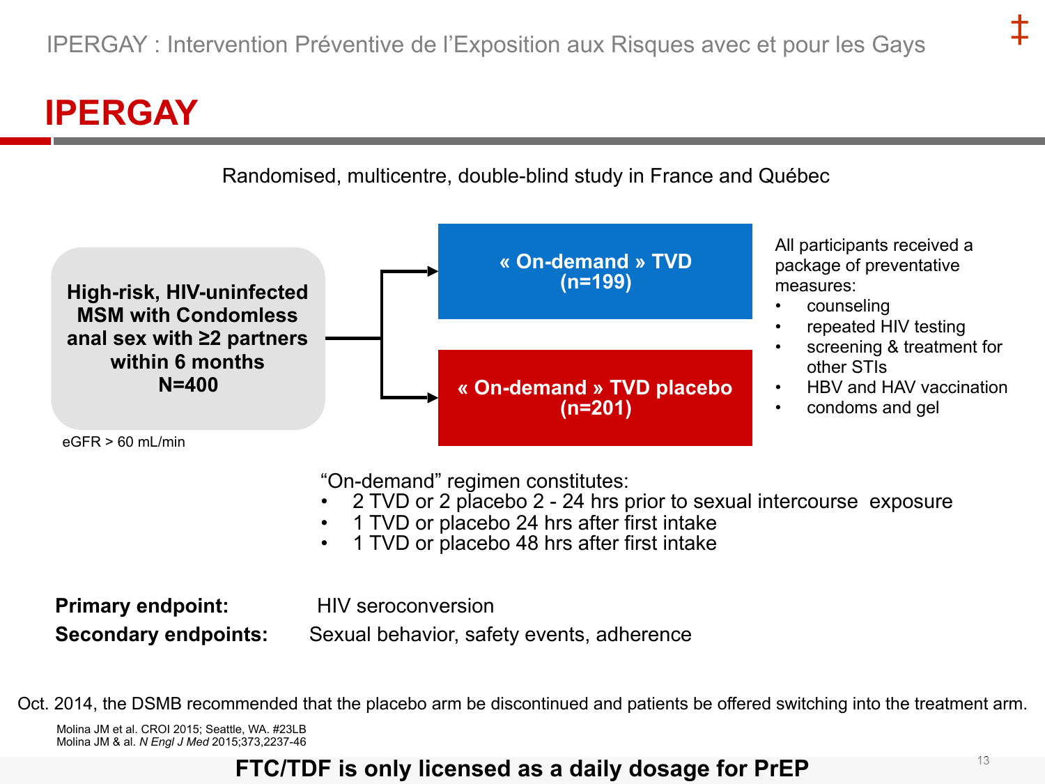IPERGAY : Intervention Préventive de l'Exposition aux Risques avec et pour les Gays

# IPERGAY

Randomised, multicentre, double-blind study in France and Québec

**High-risk, HIV-uninfected MSM with Condomless anal sex with ≥2 partners within 6 months**
**N=400**

eGFR > 60 mL/min

**« On-demand » TVD (n=199)**

**« On-demand » TVD placebo (n=201)**

All participants received a package of preventative measures:

- counseling
- repeated HIV testing
- screening & treatment for other STIs
- HBV and HAV vaccination
- condoms and gel

"On-demand" regimen constitutes:

- 2 TVD or 2 placebo 2 - 24 hrs prior to sexual intercourse exposure
- 1 TVD or placebo 24 hrs after first intake
- 1 TVD or placebo 48 hrs after first intake

**Primary endpoint:** HIV seroconversion

**Secondary endpoints:** Sexual behavior, safety events, adherence

Oct. 2014, the DSMB recommended that the placebo arm be discontinued and patients be offered switching into the treatment arm.

Molina JM et al. CROI 2015; Seattle, WA. #23LB
Molina JM & al. *N Engl J Med* 2015;373,2237-46

**FTC/TDF is only licensed as a daily dosage for PrEP**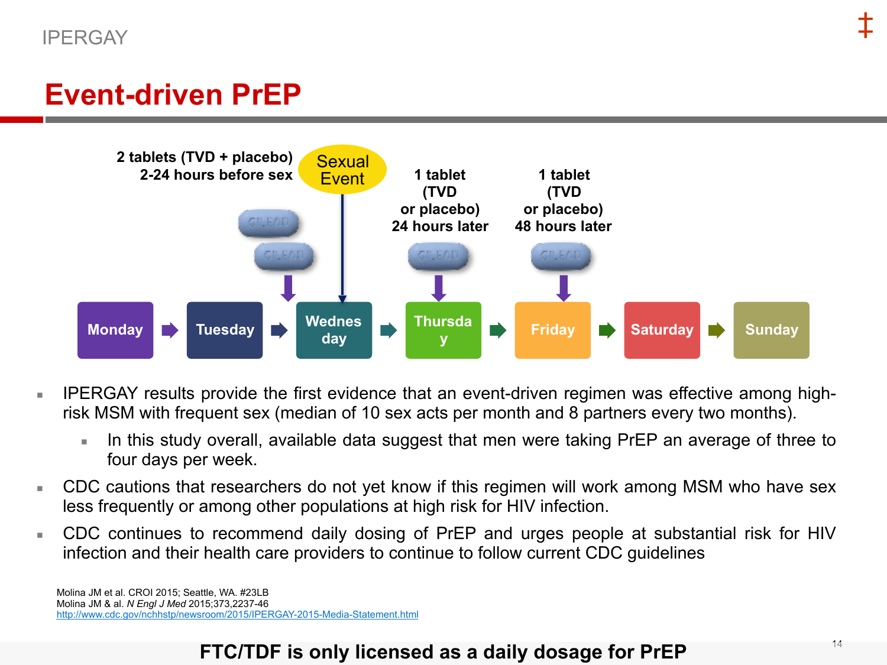# Event-driven PrEP

2 tablets (TVD + placebo) 2-24 hours before sex

Sexual Event

1 tablet (TVD or placebo) 24 hours later

1 tablet (TVD or placebo) 48 hours later

Monday → Tuesday → Wednesday → Thursday → Friday → Saturday → Sunday

- IPERGAY results provide the first evidence that an event-driven regimen was effective among high-risk MSM with frequent sex (median of 10 sex acts per month and 8 partners every two months).
  - In this study overall, available data suggest that men were taking PrEP an average of three to four days per week.
- CDC cautions that researchers do not yet know if this regimen will work among MSM who have sex less frequently or among other populations at high risk for HIV infection.
- CDC continues to recommend daily dosing of PrEP and urges people at substantial risk for HIV infection and their health care providers to continue to follow current CDC guidelines

Molina JM et al. CROI 2015; Seattle, WA. #23LB
Molina JM & al. *N Engl J Med* 2015;373,2237-46
http://www.cdc.gov/nchhstp/newsroom/2015/IPERGAY-2015-Media-Statement.html

**FTC/TDF is only licensed as a daily dosage for PrEP**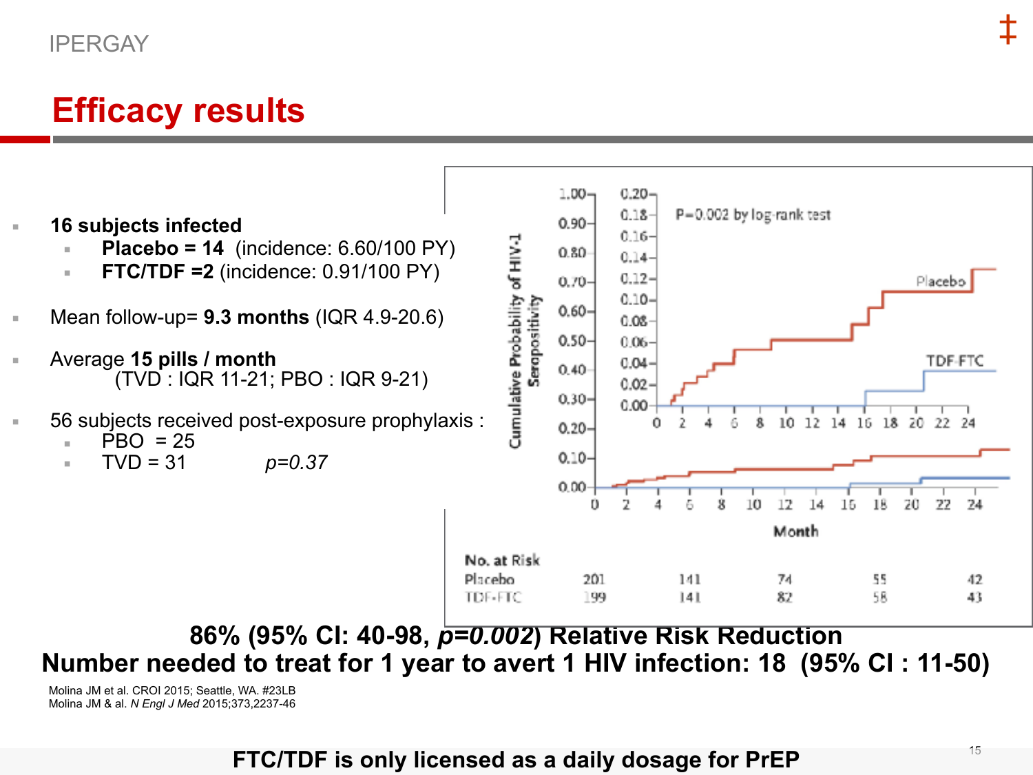IPERGAY

# Efficacy results

- **16 subjects infected**
  - **Placebo = 14** (incidence: 6.60/100 PY)
  - **FTC/TDF =2** (incidence: 0.91/100 PY)
- Mean follow-up= **9.3 months** (IQR 4.9-20.6)
- Average **15 pills / month**
  (TVD : IQR 11-21; PBO : IQR 9-21)
- 56 subjects received post-exposure prophylaxis :
  - PBO = 25
  - TVD = 31 *p=0.37*

P=0.002 by log-rank test

| No. at Risk | | | | | |
|---|---|---|---|---|---|
| Placebo | 201 | 141 | 74 | 55 | 42 |
| TDF-FTC | 199 | 141 | 82 | 58 | 43 |

**86% (95% CI: 40-98, *p=0.002*) Relative Risk Reduction**

**Number needed to treat for 1 year to avert 1 HIV infection: 18 (95% CI : 11-50)**

Molina JM et al. CROI 2015; Seattle, WA. #23LB
Molina JM & al. *N Engl J Med* 2015;373,2237-46

**FTC/TDF is only licensed as a daily dosage for PrEP**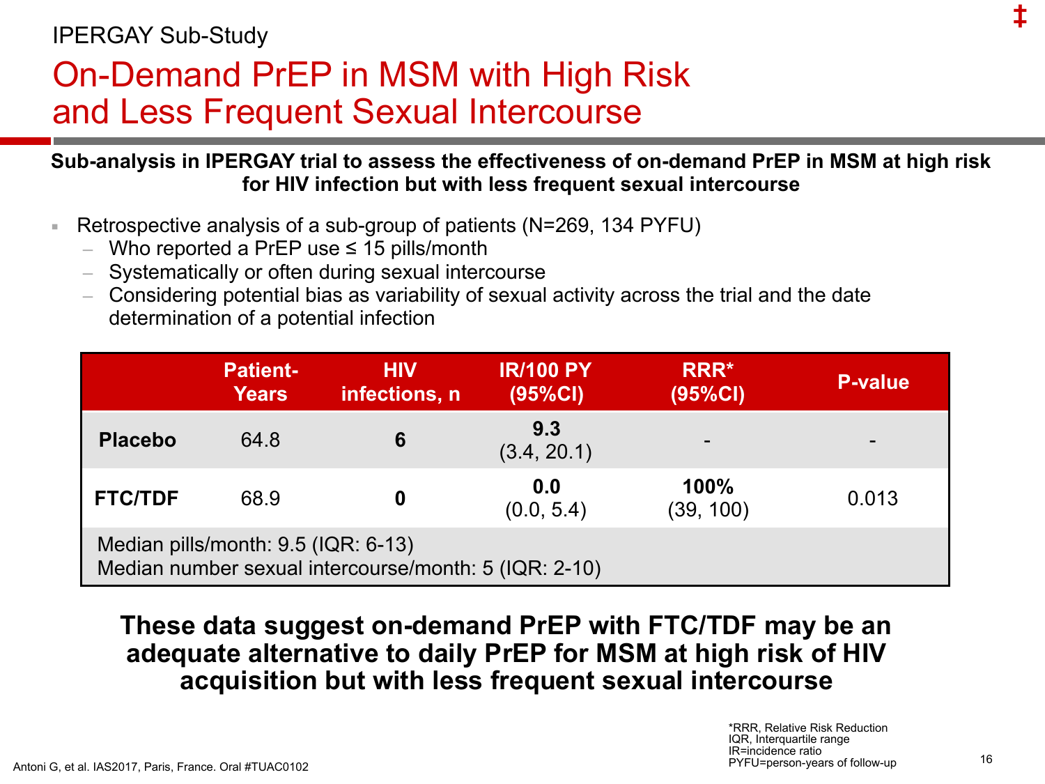IPERGAY Sub-Study

# On-Demand PrEP in MSM with High Risk and Less Frequent Sexual Intercourse

**Sub-analysis in IPERGAY trial to assess the effectiveness of on-demand PrEP in MSM at high risk for HIV infection but with less frequent sexual intercourse**

- Retrospective analysis of a sub-group of patients (N=269, 134 PYFU)
  - Who reported a PrEP use ≤ 15 pills/month
  - Systematically or often during sexual intercourse
  - Considering potential bias as variability of sexual activity across the trial and the date determination of a potential infection

| | Patient-Years | HIV infections, n | IR/100 PY (95%CI) | RRR* (95%CI) | P-value |
|---|---|---|---|---|---|
| **Placebo** | 64.8 | **6** | **9.3** (3.4, 20.1) | - | - |
| **FTC/TDF** | 68.9 | **0** | **0.0** (0.0, 5.4) | **100%** (39, 100) | 0.013 |
| Median pills/month: 9.5 (IQR: 6-13)<br>Median number sexual intercourse/month: 5 (IQR: 2-10) | | | | | |

**These data suggest on-demand PrEP with FTC/TDF may be an adequate alternative to daily PrEP for MSM at high risk of HIV acquisition but with less frequent sexual intercourse**

*RRR, Relative Risk Reduction
IQR, Interquartile range
IR=incidence ratio
PYFU=person-years of follow-up

Antoni G, et al. IAS2017, Paris, France. Oral #TUAC0102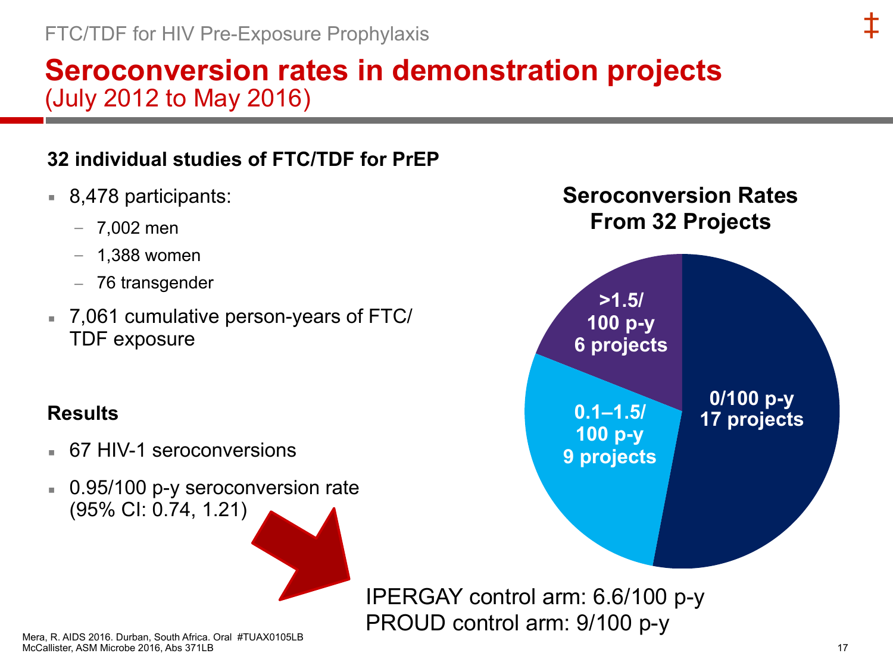# Seroconversion rates in demonstration projects

(July 2012 to May 2016)

**32 individual studies of FTC/TDF for PrEP**

- 8,478 participants:
  - 7,002 men
  - 1,388 women
  - 76 transgender
- 7,061 cumulative person-years of FTC/TDF exposure

**Results**

- 67 HIV-1 seroconversions
- 0.95/100 p-y seroconversion rate (95% CI: 0.74, 1.21)

**Seroconversion Rates From 32 Projects**

- 0/100 p-y: 17 projects
- 0.1–1.5/100 p-y: 9 projects
- >1.5/100 p-y: 6 projects

IPERGAY control arm: 6.6/100 p-y
PROUD control arm: 9/100 p-y

Mera, R. AIDS 2016. Durban, South Africa. Oral #TUAX0105LB
McCallister, ASM Microbe 2016, Abs 371LB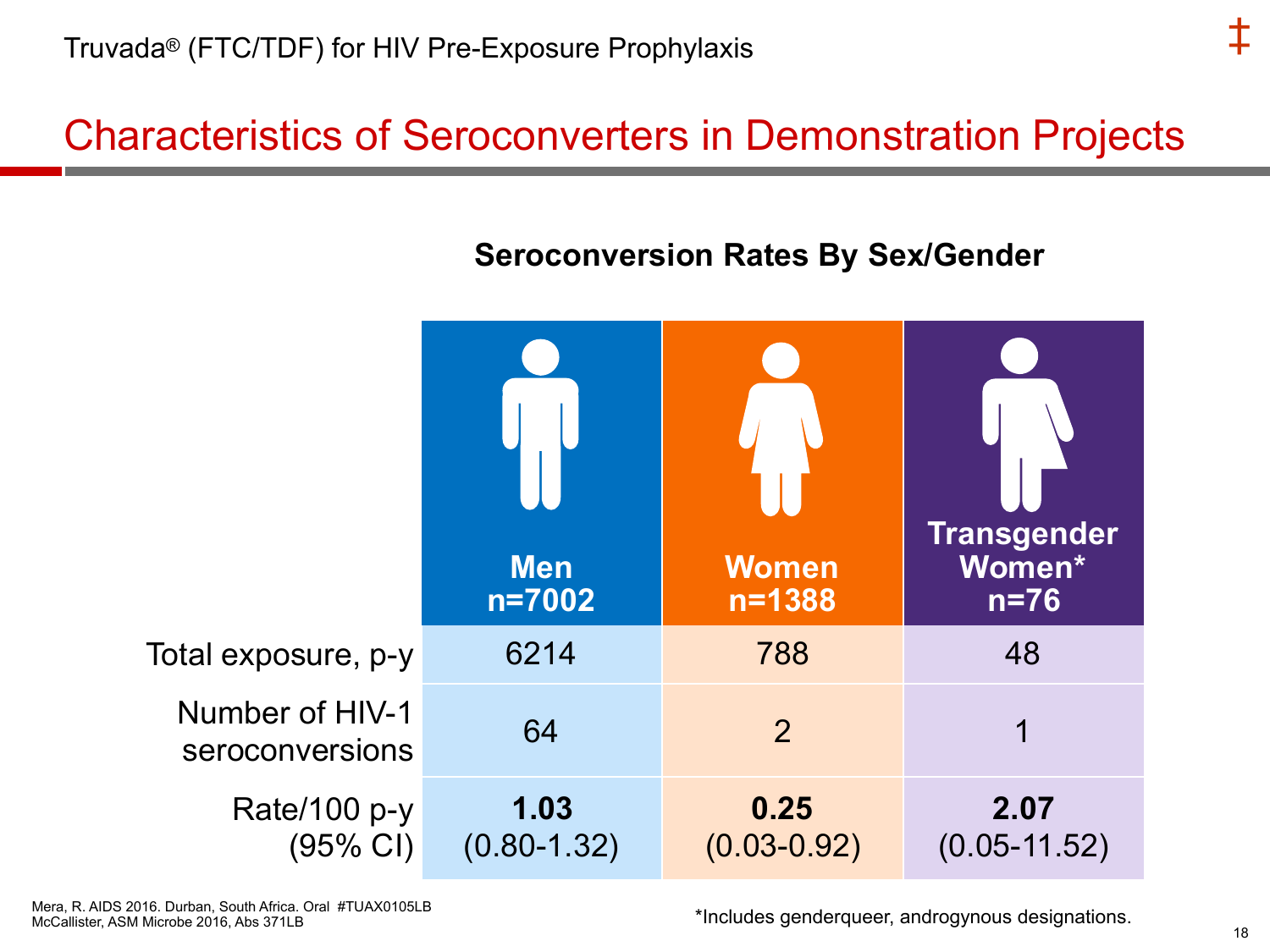## Characteristics of Seroconverters in Demonstration Projects

### Seroconversion Rates By Sex/Gender

| | Men n=7002 | Women n=1388 | Transgender Women* n=76 |
|---|---|---|---|
| Total exposure, p-y | 6214 | 788 | 48 |
| Number of HIV-1 seroconversions | 64 | 2 | 1 |
| Rate/100 p-y (95% CI) | **1.03** (0.80-1.32) | **0.25** (0.03-0.92) | **2.07** (0.05-11.52) |

Mera, R. AIDS 2016. Durban, South Africa. Oral #TUAX0105LB
McCallister, ASM Microbe 2016, Abs 371LB

*Includes genderqueer, androgynous designations.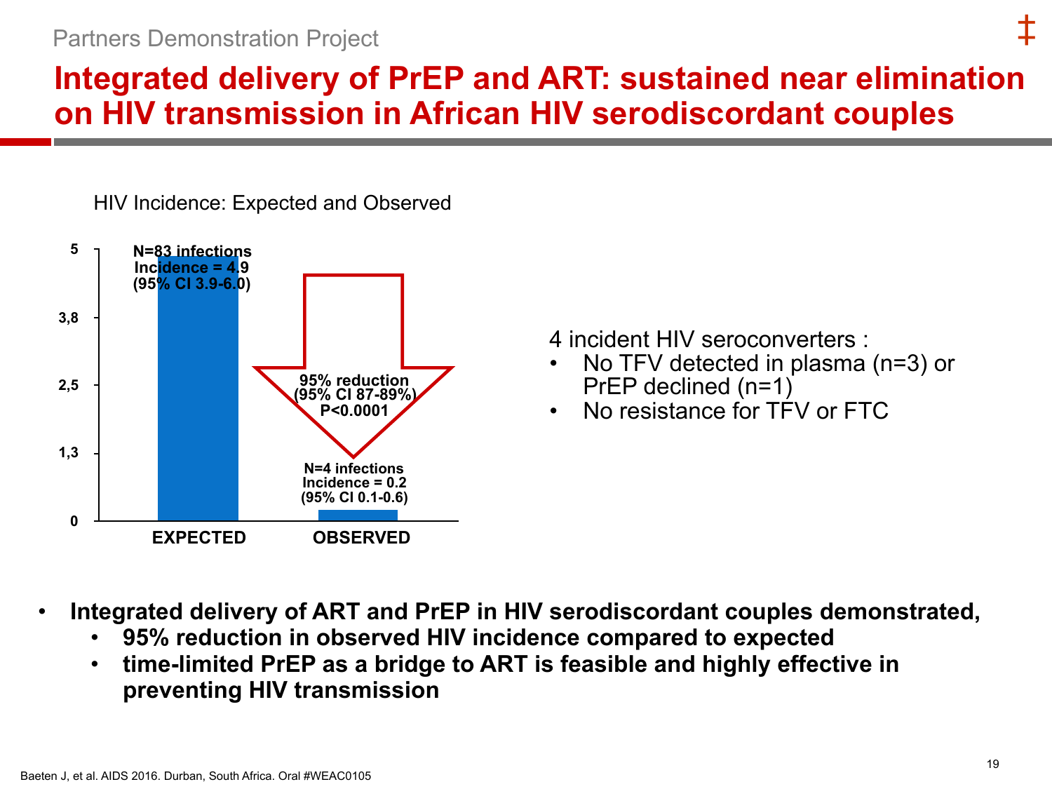Partners Demonstration Project

# Integrated delivery of PrEP and ART: sustained near elimination on HIV transmission in African HIV serodiscordant couples

HIV Incidence: Expected and Observed

| | EXPECTED | OBSERVED |
|---|---|---|
| Infections | N=83 infections | N=4 infections |
| Incidence | Incidence = 4.9 (95% CI 3.9-6.0) | Incidence = 0.2 (95% CI 0.1-0.6) |

95% reduction (95% CI 87-89%) P<0.0001

4 incident HIV seroconverters :

- No TFV detected in plasma (n=3) or PrEP declined (n=1)
- No resistance for TFV or FTC

- **Integrated delivery of ART and PrEP in HIV serodiscordant couples demonstrated,**
  - **95% reduction in observed HIV incidence compared to expected**
  - **time-limited PrEP as a bridge to ART is feasible and highly effective in preventing HIV transmission**

Baeten J, et al. AIDS 2016. Durban, South Africa. Oral #WEAC0105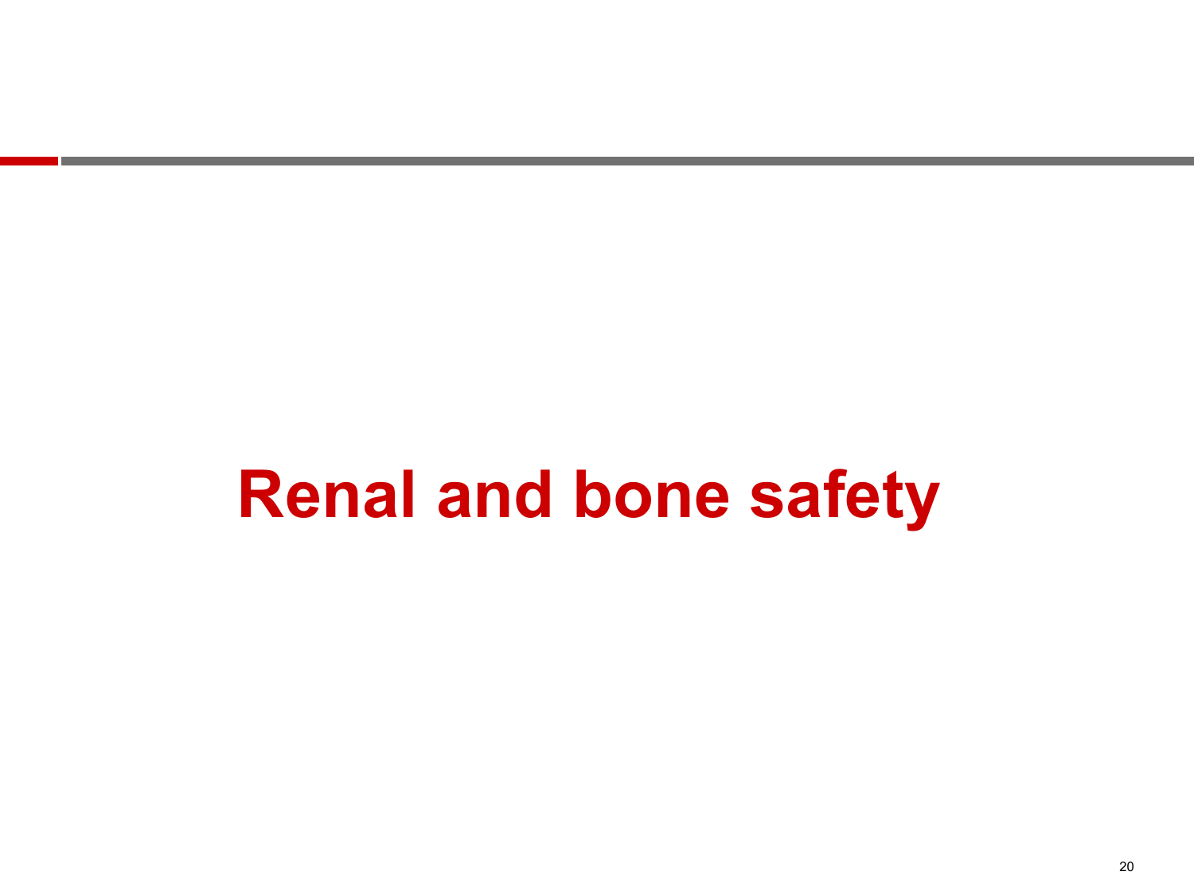# Renal and bone safety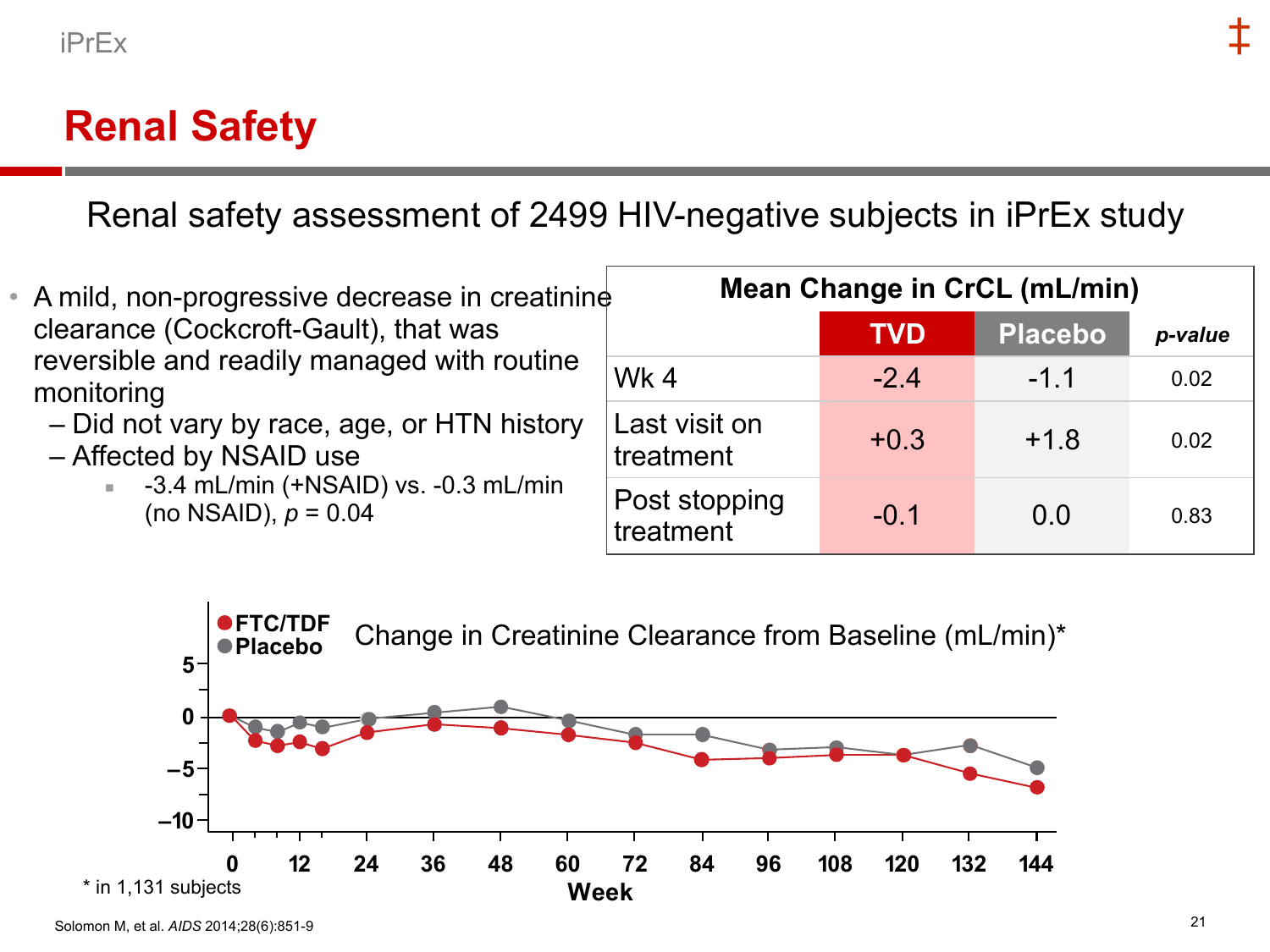# Renal Safety

Renal safety assessment of 2499 HIV-negative subjects in iPrEx study

- A mild, non-progressive decrease in creatinine clearance (Cockcroft-Gault), that was reversible and readily managed with routine monitoring
  - Did not vary by race, age, or HTN history
  - Affected by NSAID use
    - -3.4 mL/min (+NSAID) vs. -0.3 mL/min (no NSAID), $p = 0.04$

**Mean Change in CrCL (mL/min)**

| | TVD | Placebo | *p-value* |
|---|---|---|---|
| Wk 4 | -2.4 | -1.1 | 0.02 |
| Last visit on treatment | +0.3 | +1.8 | 0.02 |
| Post stopping treatment | -0.1 | 0.0 | 0.83 |

Change in Creatinine Clearance from Baseline (mL/min)*

FTC/TDF
Placebo

5
0
–5
–10

0 12 24 36 48 60 72 84 96 108 120 132 144

Week

\* in 1,131 subjects

Solomon M, et al. *AIDS* 2014;28(6):851-9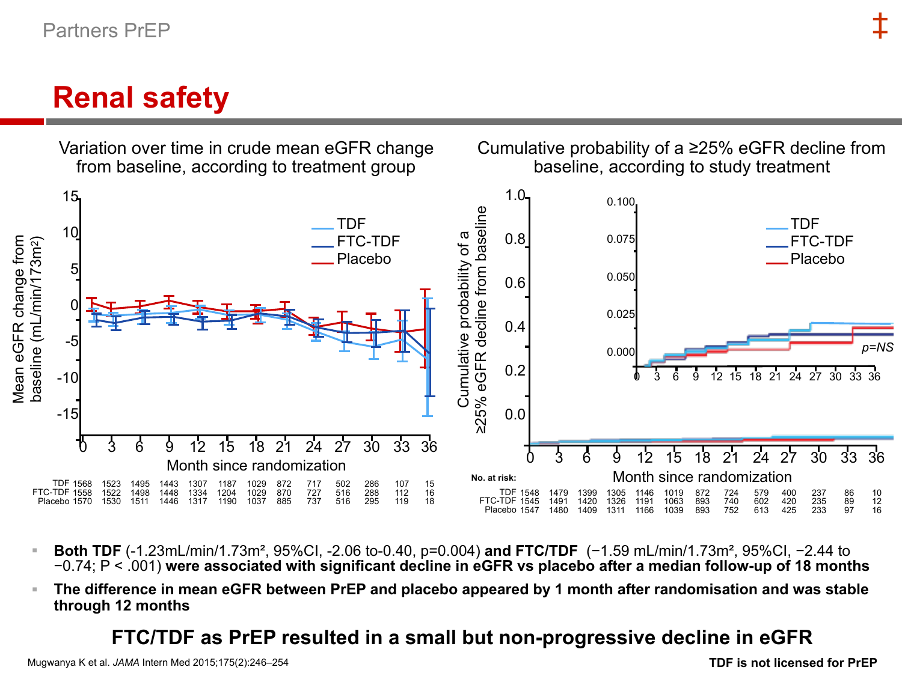## Renal safety

### Variation over time in crude mean eGFR change from baseline, according to treatment group

| Month since randomization | 0 | 3 | 6 | 9 | 12 | 15 | 18 | 21 | 24 | 27 | 30 | 33 | 36 |
|---|---|---|---|---|---|---|---|---|---|---|---|---|---|
| TDF | 1568 | 1523 | 1495 | 1443 | 1307 | 1187 | 1029 | 872 | 717 | 502 | 286 | 107 | 15 |
| FTC-TDF | 1558 | 1522 | 1498 | 1448 | 1334 | 1204 | 1029 | 870 | 727 | 516 | 288 | 112 | 16 |
| Placebo | 1570 | 1530 | 1511 | 1446 | 1317 | 1190 | 1037 | 885 | 737 | 516 | 295 | 119 | 18 |

### Cumulative probability of a ≥25% eGFR decline from baseline, according to study treatment

p=NS

No. at risk:

| Month since randomization | 0 | 3 | 6 | 9 | 12 | 15 | 18 | 21 | 24 | 27 | 30 | 33 | 36 |
|---|---|---|---|---|---|---|---|---|---|---|---|---|---|
| TDF | 1548 | 1479 | 1399 | 1305 | 1146 | 1019 | 872 | 724 | 579 | 400 | 237 | 86 | 10 |
| FTC-TDF | 1545 | 1491 | 1420 | 1326 | 1191 | 1063 | 893 | 740 | 602 | 420 | 235 | 89 | 12 |
| Placebo | 1547 | 1480 | 1409 | 1311 | 1166 | 1039 | 893 | 752 | 613 | 425 | 233 | 97 | 16 |

- **Both TDF** (-1.23mL/min/1.73m², 95%CI, -2.06 to-0.40, p=0.004) **and FTC/TDF** (−1.59 mL/min/1.73m², 95%CI, −2.44 to −0.74; P < .001) **were associated with significant decline in eGFR vs placebo after a median follow-up of 18 months**
- **The difference in mean eGFR between PrEP and placebo appeared by 1 month after randomisation and was stable through 12 months**

**FTC/TDF as PrEP resulted in a small but non-progressive decline in eGFR**

Mugwanya K et al. *JAMA* Intern Med 2015;175(2):246–254

**TDF is not licensed for PrEP**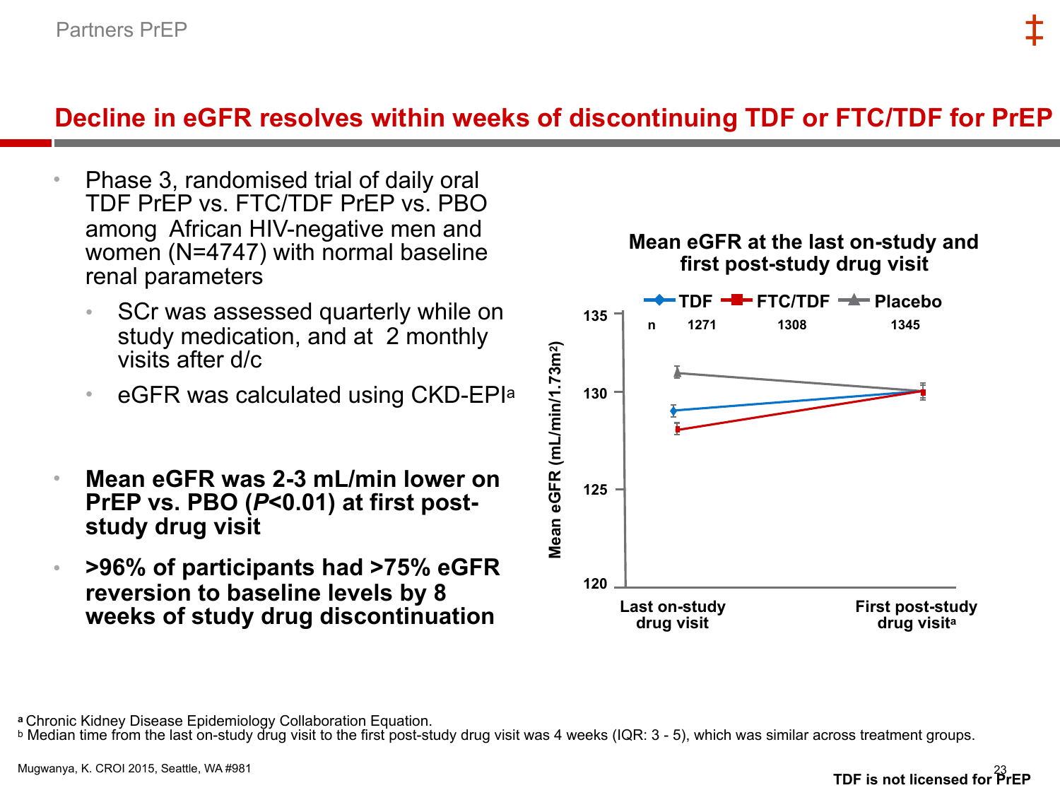# Decline in eGFR resolves within weeks of discontinuing TDF or FTC/TDF for PrEP

- Phase 3, randomised trial of daily oral TDF PrEP vs. FTC/TDF PrEP vs. PBO among African HIV-negative men and women (N=4747) with normal baseline renal parameters
  - SCr was assessed quarterly while on study medication, and at 2 monthly visits after d/c
  - eGFR was calculated using CKD-EPI[a]
- **Mean eGFR was 2-3 mL/min lower on PrEP vs. PBO (*P*<0.01) at first post-study drug visit**
- **>96% of participants had >75% eGFR reversion to baseline levels by 8 weeks of study drug discontinuation**

**Mean eGFR at the last on-study and first post-study drug visit**

| | TDF | FTC/TDF | Placebo |
|---|---|---|---|
| n | 1271 | 1308 | 1345 |

Mean eGFR (mL/min/1.73m²); x-axis: Last on-study drug visit, First post-study drug visit[a]

[a] Chronic Kidney Disease Epidemiology Collaboration Equation.
[b] Median time from the last on-study drug visit to the first post-study drug visit was 4 weeks (IQR: 3 - 5), which was similar across treatment groups.

Mugwanya, K. CROI 2015, Seattle, WA #981

**TDF is not licensed for PrEP**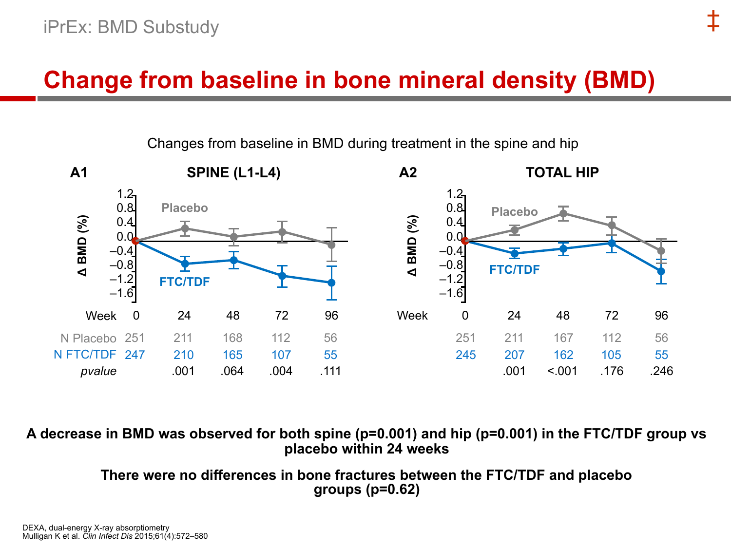## iPrEx: BMD Substudy

# Change from baseline in bone mineral density (BMD)

Changes from baseline in BMD during treatment in the spine and hip

**A1 SPINE (L1-L4)**

| Week | 0 | 24 | 48 | 72 | 96 |
|---|---|---|---|---|---|
| N Placebo | 251 | 211 | 168 | 112 | 56 |
| N FTC/TDF | 247 | 210 | 165 | 107 | 55 |
| *pvalue* | | .001 | .064 | .004 | .111 |

**A2 TOTAL HIP**

| Week | 0 | 24 | 48 | 72 | 96 |
|---|---|---|---|---|---|
| N Placebo | 251 | 211 | 167 | 112 | 56 |
| N FTC/TDF | 245 | 207 | 162 | 105 | 55 |
| *pvalue* | | .001 | <.001 | .176 | .246 |

**A decrease in BMD was observed for both spine (p=0.001) and hip (p=0.001) in the FTC/TDF group vs placebo within 24 weeks**

**There were no differences in bone fractures between the FTC/TDF and placebo groups (p=0.62)**

DEXA, dual-energy X-ray absorptiometry
Mulligan K et al. *Clin Infect Dis* 2015;61(4):572–580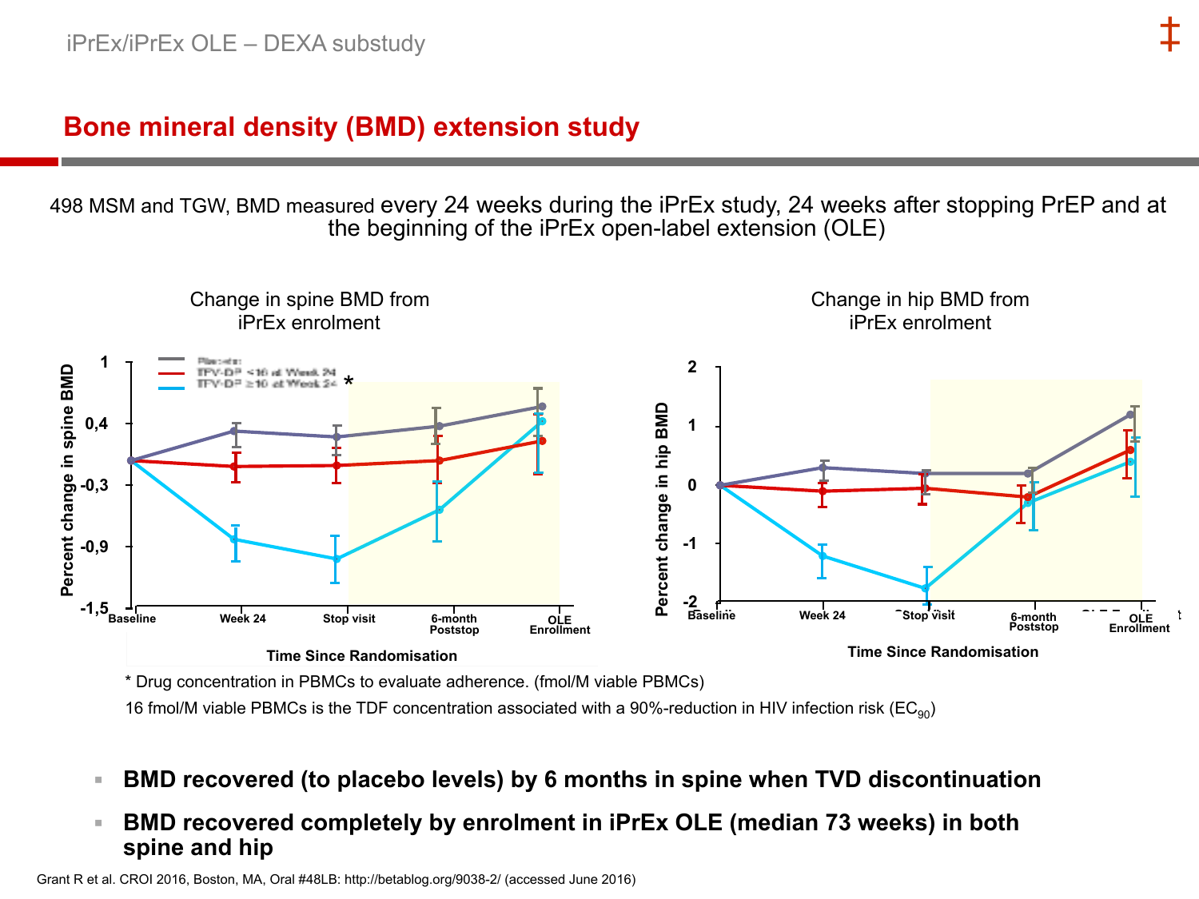iPrEx/iPrEx OLE – DEXA substudy

# Bone mineral density (BMD) extension study

498 MSM and TGW, BMD measured every 24 weeks during the iPrEx study, 24 weeks after stopping PrEP and at the beginning of the iPrEx open-label extension (OLE)

Change in spine BMD from iPrEx enrolment

Change in hip BMD from iPrEx enrolment

\* Drug concentration in PBMCs to evaluate adherence. (fmol/M viable PBMCs)

16 fmol/M viable PBMCs is the TDF concentration associated with a 90%-reduction in HIV infection risk ($EC_{90}$)

- **BMD recovered (to placebo levels) by 6 months in spine when TVD discontinuation**
- **BMD recovered completely by enrolment in iPrEx OLE (median 73 weeks) in both spine and hip**

Grant R et al. CROI 2016, Boston, MA, Oral #48LB: http://betablog.org/9038-2/ (accessed June 2016)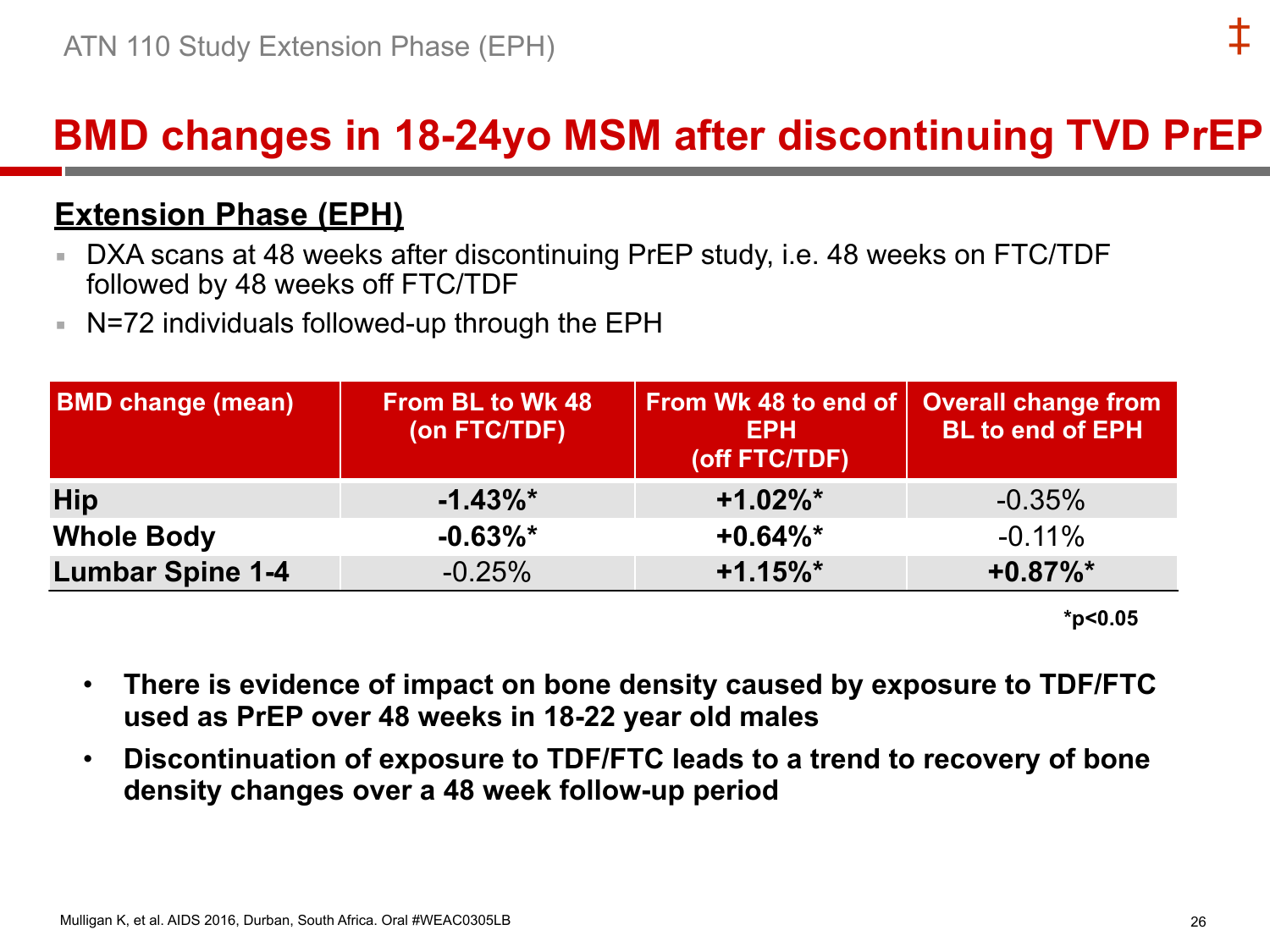# BMD changes in 18-24yo MSM after discontinuing TVD PrEP

## Extension Phase (EPH)

- DXA scans at 48 weeks after discontinuing PrEP study, i.e. 48 weeks on FTC/TDF followed by 48 weeks off FTC/TDF
- N=72 individuals followed-up through the EPH

| BMD change (mean) | From BL to Wk 48 (on FTC/TDF) | From Wk 48 to end of EPH (off FTC/TDF) | Overall change from BL to end of EPH |
|---|---|---|---|
| **Hip** | **-1.43%*** | **+1.02%*** | -0.35% |
| **Whole Body** | **-0.63%*** | **+0.64%*** | -0.11% |
| **Lumbar Spine 1-4** | -0.25% | **+1.15%*** | **+0.87%*** |

**$^*p<0.05$**

- **There is evidence of impact on bone density caused by exposure to TDF/FTC used as PrEP over 48 weeks in 18-22 year old males**
- **Discontinuation of exposure to TDF/FTC leads to a trend to recovery of bone density changes over a 48 week follow-up period**

Mulligan K, et al. AIDS 2016, Durban, South Africa. Oral #WEAC0305LB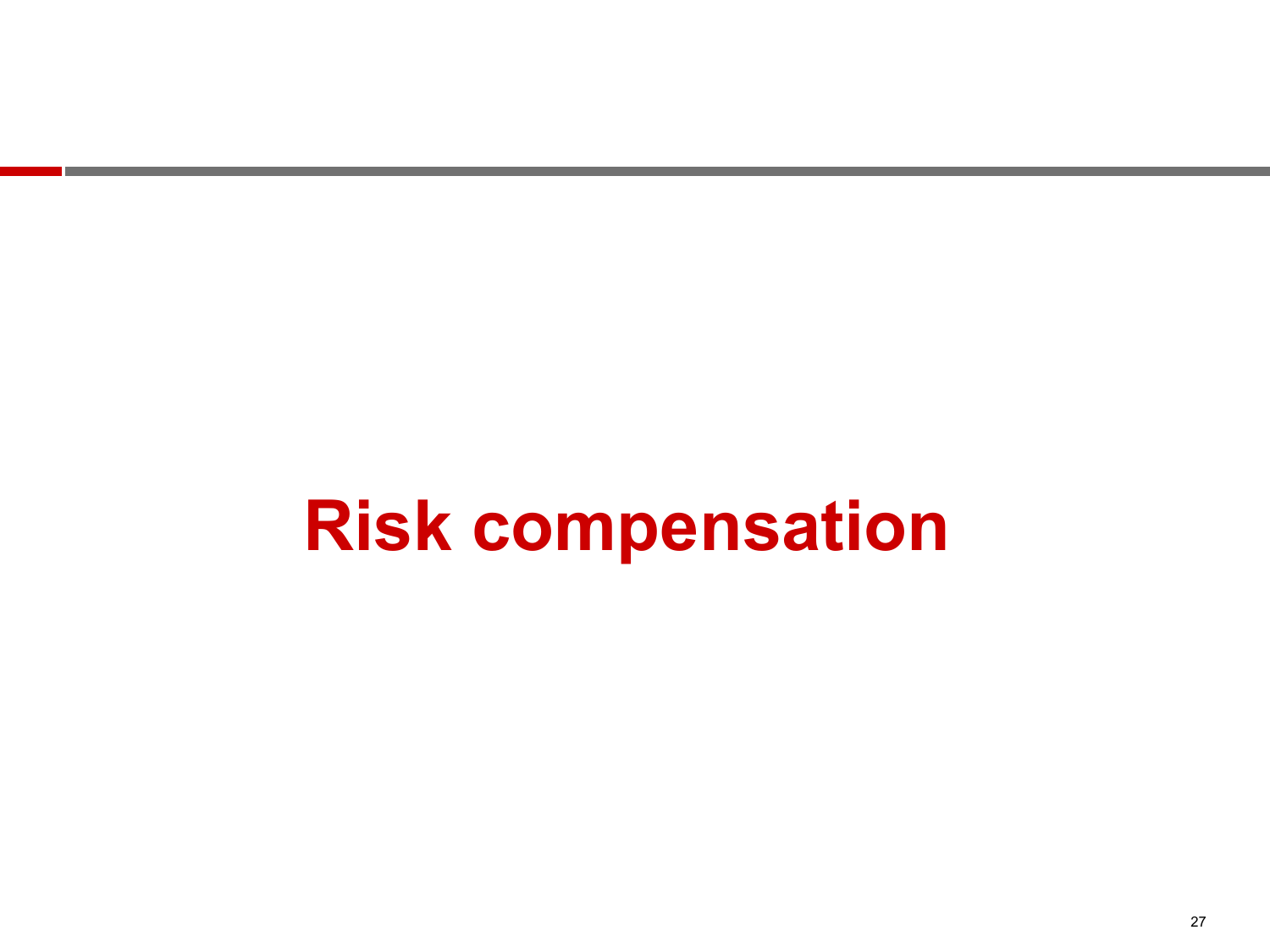# Risk compensation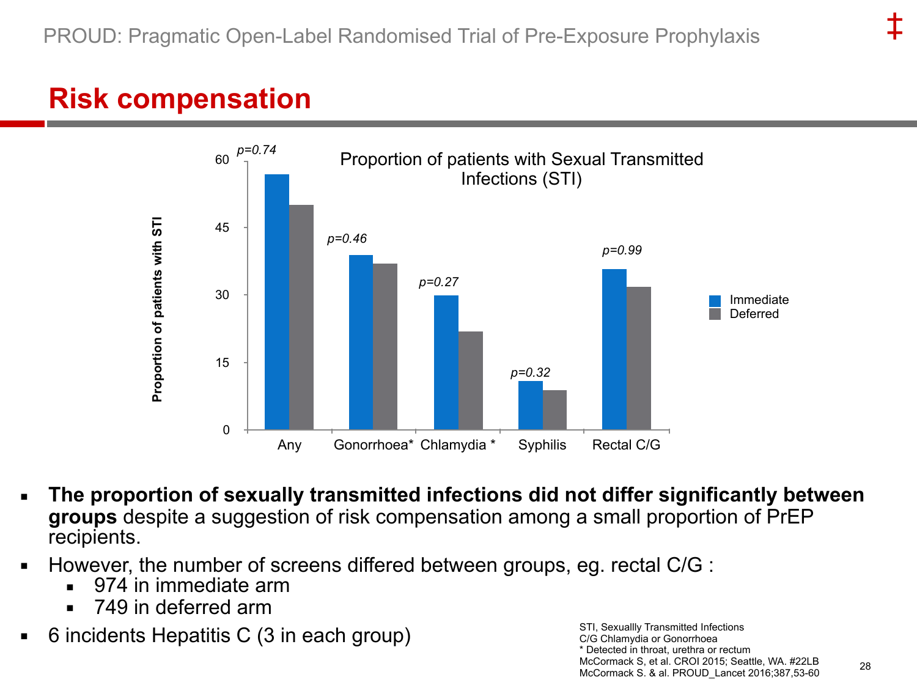PROUD: Pragmatic Open-Label Randomised Trial of Pre-Exposure Prophylaxis

# Risk compensation

**Proportion of patients with Sexual Transmitted Infections (STI)**

| | Immediate | Deferred | p-value |
|---|---|---|---|
| Any | | | *p=0.74* |
| Gonorrhoea* | | | *p=0.46* |
| Chlamydia * | | | *p=0.27* |
| Syphilis | | | *p=0.32* |
| Rectal C/G | | | *p=0.99* |

- **The proportion of sexually transmitted infections did not differ significantly between groups** despite a suggestion of risk compensation among a small proportion of PrEP recipients.
- However, the number of screens differed between groups, eg. rectal C/G :
  - 974 in immediate arm
  - 749 in deferred arm
- 6 incidents Hepatitis C (3 in each group)

STI, Sexuallly Transmitted Infections
C/G Chlamydia or Gonorrhoea
* Detected in throat, urethra or rectum
McCormack S, et al. CROI 2015; Seattle, WA. #22LB
McCormack S. & al. PROUD_Lancet 2016;387,53-60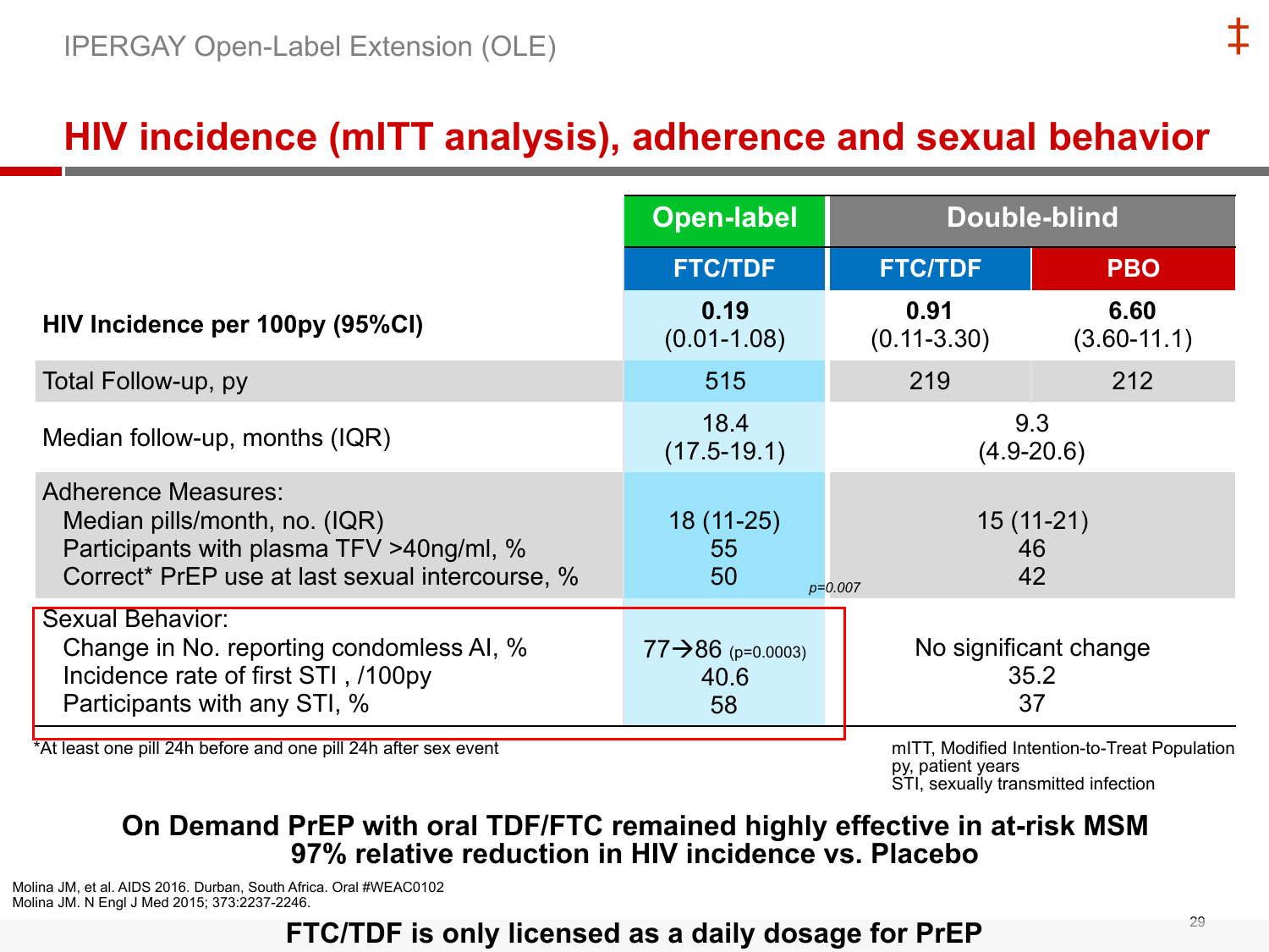IPERGAY Open-Label Extension (OLE)

# HIV incidence (mITT analysis), adherence and sexual behavior

| | Open-label | Double-blind | |
|---|---|---|---|
| | FTC/TDF | FTC/TDF | PBO |
| **HIV Incidence per 100py (95%CI)** | **0.19** (0.01-1.08) | **0.91** (0.11-3.30) | **6.60** (3.60-11.1) |
| Total Follow-up, py | 515 | 219 | 212 |
| Median follow-up, months (IQR) | 18.4 (17.5-19.1) | 9.3 (4.9-20.6) | |
| Adherence Measures: | | | |
| Median pills/month, no. (IQR) | 18 (11-25) | 15 (11-21) | |
| Participants with plasma TFV >40ng/ml, % | 55 | 46 | |
| Correct* PrEP use at last sexual intercourse, % | 50 *p=0.007* | 42 | |
| Sexual Behavior: | | | |
| Change in No. reporting condomless AI, % | 77→86 (p=0.0003) | No significant change | |
| Incidence rate of first STI , /100py | 40.6 | 35.2 | |
| Participants with any STI, % | 58 | 37 | |

*At least one pill 24h before and one pill 24h after sex event

mITT, Modified Intention-to-Treat Population
py, patient years
STI, sexually transmitted infection

**On Demand PrEP with oral TDF/FTC remained highly effective in at-risk MSM**
**97% relative reduction in HIV incidence vs. Placebo**

Molina JM, et al. AIDS 2016. Durban, South Africa. Oral #WEAC0102
Molina JM. N Engl J Med 2015; 373:2237-2246.

**FTC/TDF is only licensed as a daily dosage for PrEP**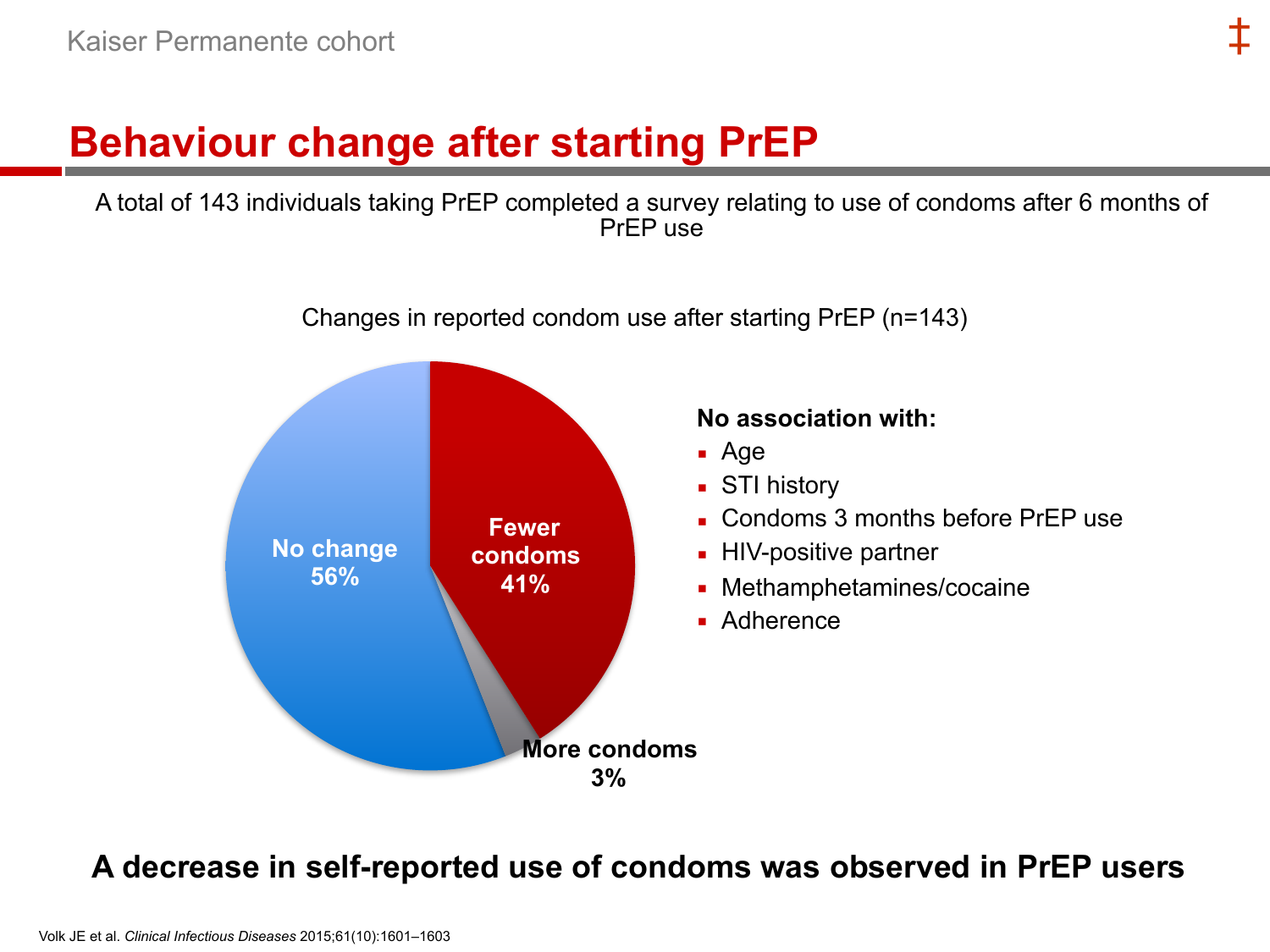Kaiser Permanente cohort

# Behaviour change after starting PrEP

A total of 143 individuals taking PrEP completed a survey relating to use of condoms after 6 months of PrEP use

Changes in reported condom use after starting PrEP (n=143)

- No change 56%
- Fewer condoms 41%
- More condoms 3%

**No association with:**

- Age
- STI history
- Condoms 3 months before PrEP use
- HIV-positive partner
- Methamphetamines/cocaine
- Adherence

**A decrease in self-reported use of condoms was observed in PrEP users**

Volk JE et al. *Clinical Infectious Diseases* 2015;61(10):1601–1603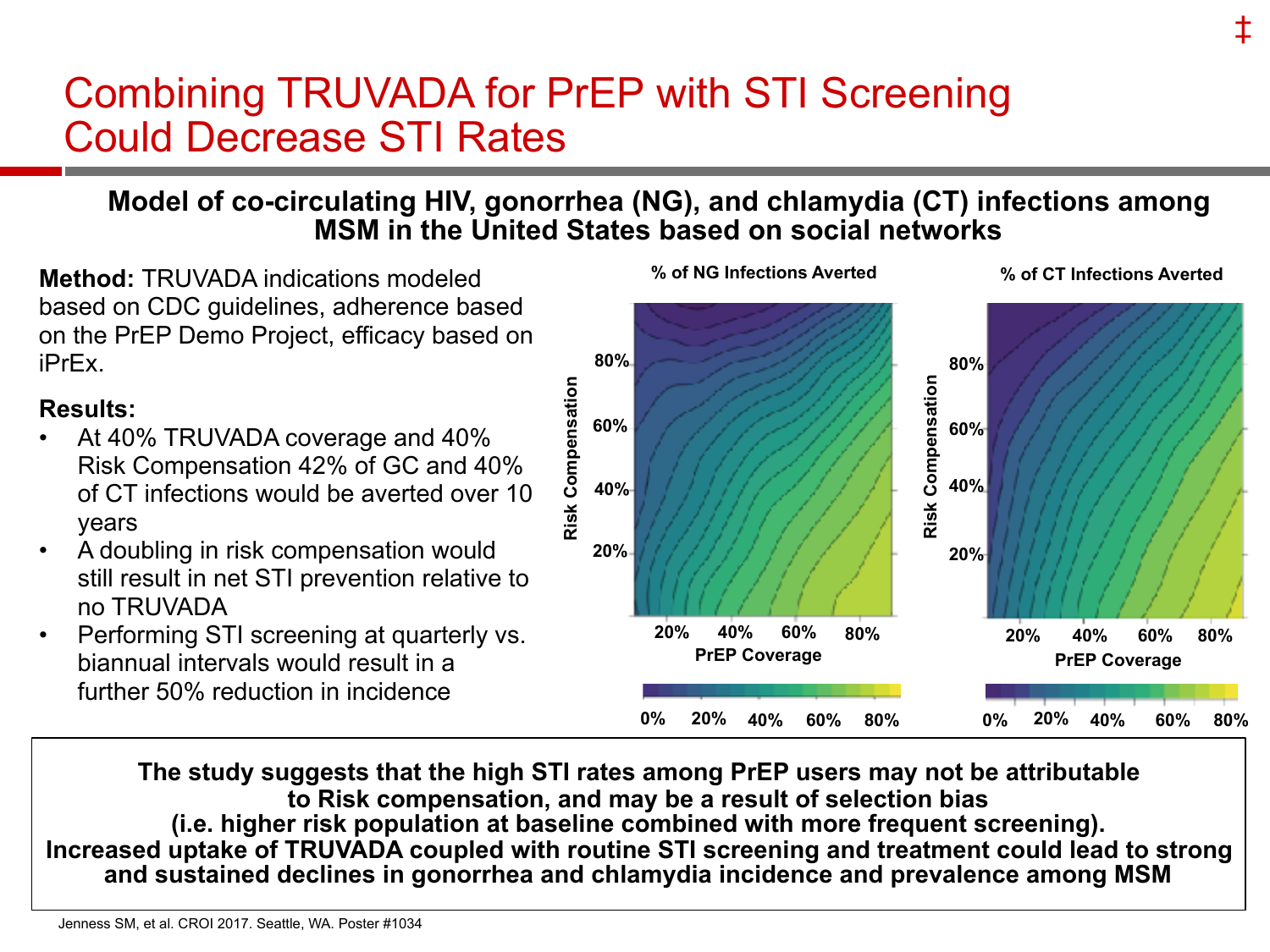# Combining TRUVADA for PrEP with STI Screening Could Decrease STI Rates

**Model of co-circulating HIV, gonorrhea (NG), and chlamydia (CT) infections among MSM in the United States based on social networks**

**Method:** TRUVADA indications modeled based on CDC guidelines, adherence based on the PrEP Demo Project, efficacy based on iPrEx.

**Results:**

- At 40% TRUVADA coverage and 40% Risk Compensation 42% of GC and 40% of CT infections would be averted over 10 years
- A doubling in risk compensation would still result in net STI prevention relative to no TRUVADA
- Performing STI screening at quarterly vs. biannual intervals would result in a further 50% reduction in incidence

% of NG Infections Averted

% of CT Infections Averted

**The study suggests that the high STI rates among PrEP users may not be attributable to Risk compensation, and may be a result of selection bias (i.e. higher risk population at baseline combined with more frequent screening). Increased uptake of TRUVADA coupled with routine STI screening and treatment could lead to strong and sustained declines in gonorrhea and chlamydia incidence and prevalence among MSM**

Jenness SM, et al. CROI 2017. Seattle, WA. Poster #1034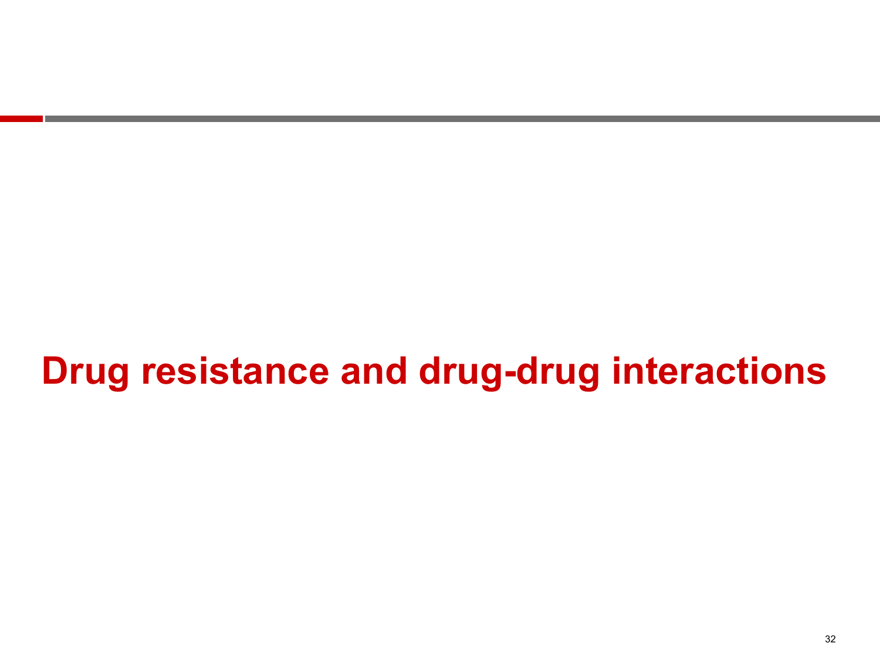# Drug resistance and drug-drug interactions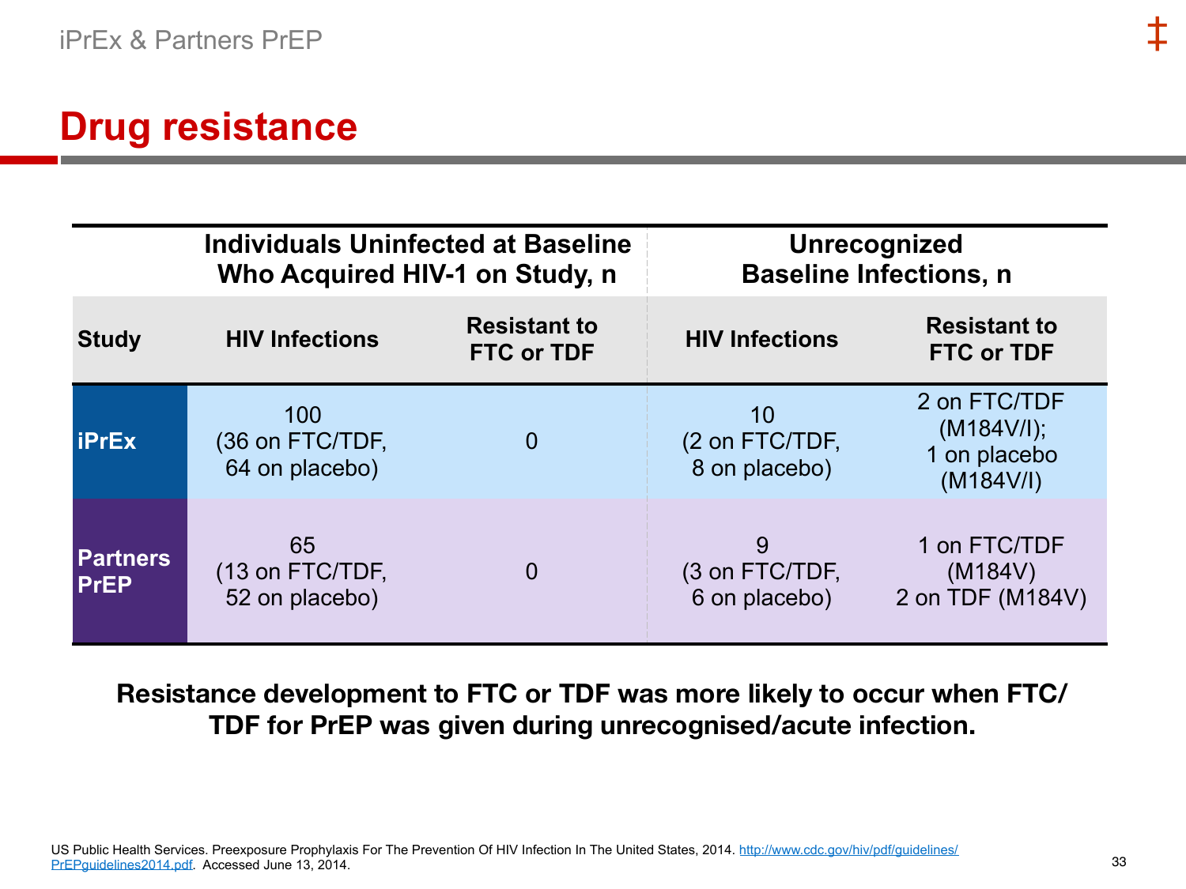iPrEx & Partners PrEP

# Drug resistance

| | Individuals Uninfected at Baseline Who Acquired HIV-1 on Study, n | | Unrecognized Baseline Infections, n | |
|---|---|---|---|---|
| **Study** | **HIV Infections** | **Resistant to FTC or TDF** | **HIV Infections** | **Resistant to FTC or TDF** |
| **iPrEx** | 100 (36 on FTC/TDF, 64 on placebo) | 0 | 10 (2 on FTC/TDF, 8 on placebo) | 2 on FTC/TDF (M184V/I); 1 on placebo (M184V/I) |
| **Partners PrEP** | 65 (13 on FTC/TDF, 52 on placebo) | 0 | 9 (3 on FTC/TDF, 6 on placebo) | 1 on FTC/TDF (M184V) 2 on TDF (M184V) |

**Resistance development to FTC or TDF was more likely to occur when FTC/TDF for PrEP was given during unrecognised/acute infection.**

US Public Health Services. Preexposure Prophylaxis For The Prevention Of HIV Infection In The United States, 2014. http://www.cdc.gov/hiv/pdf/guidelines/PrEPguidelines2014.pdf. Accessed June 13, 2014.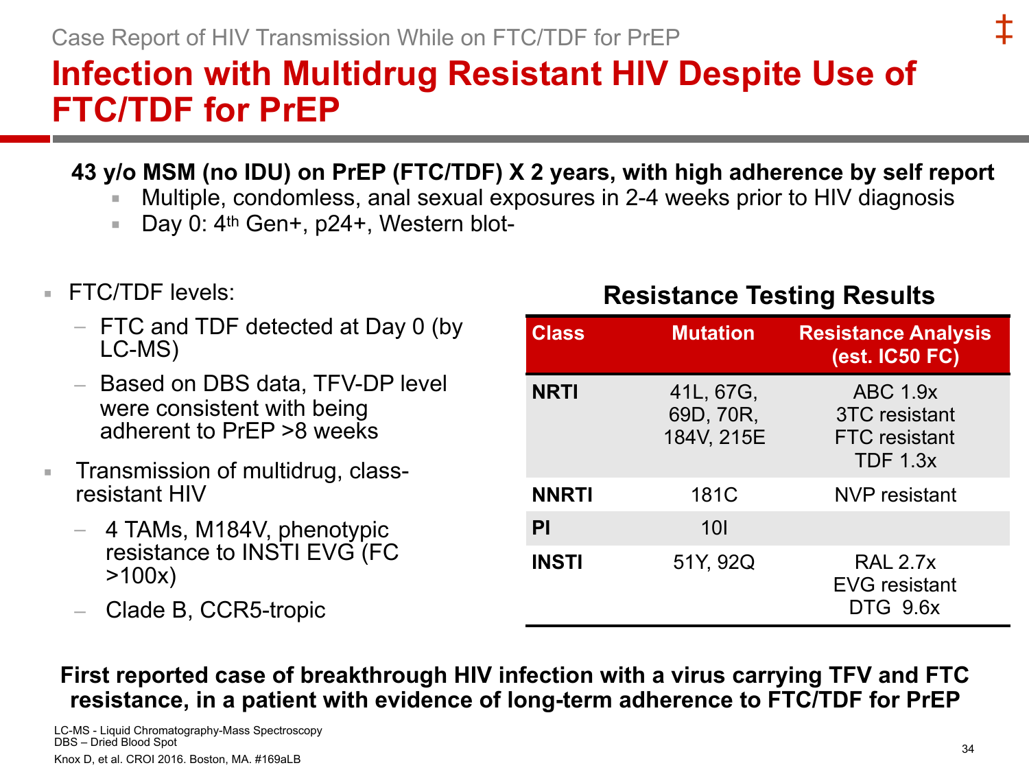Case Report of HIV Transmission While on FTC/TDF for PrEP

# Infection with Multidrug Resistant HIV Despite Use of FTC/TDF for PrEP

**43 y/o MSM (no IDU) on PrEP (FTC/TDF) X 2 years, with high adherence by self report**

- Multiple, condomless, anal sexual exposures in 2-4 weeks prior to HIV diagnosis
- Day 0: 4th Gen+, p24+, Western blot-

- FTC/TDF levels:
  - FTC and TDF detected at Day 0 (by LC-MS)
  - Based on DBS data, TFV-DP level were consistent with being adherent to PrEP >8 weeks
- Transmission of multidrug, class-resistant HIV
  - 4 TAMs, M184V, phenotypic resistance to INSTI EVG (FC >100x)
  - Clade B, CCR5-tropic

**Resistance Testing Results**

| Class | Mutation | Resistance Analysis (est. IC50 FC) |
|---|---|---|
| **NRTI** | 41L, 67G, 69D, 70R, 184V, 215E | ABC 1.9x<br>3TC resistant<br>FTC resistant<br>TDF 1.3x |
| **NNRTI** | 181C | NVP resistant |
| **PI** | 10I | |
| **INSTI** | 51Y, 92Q | RAL 2.7x<br>EVG resistant<br>DTG 9.6x |

**First reported case of breakthrough HIV infection with a virus carrying TFV and FTC resistance, in a patient with evidence of long-term adherence to FTC/TDF for PrEP**

LC-MS - Liquid Chromatography-Mass Spectroscopy
DBS – Dried Blood Spot

Knox D, et al. CROI 2016. Boston, MA. #169aLB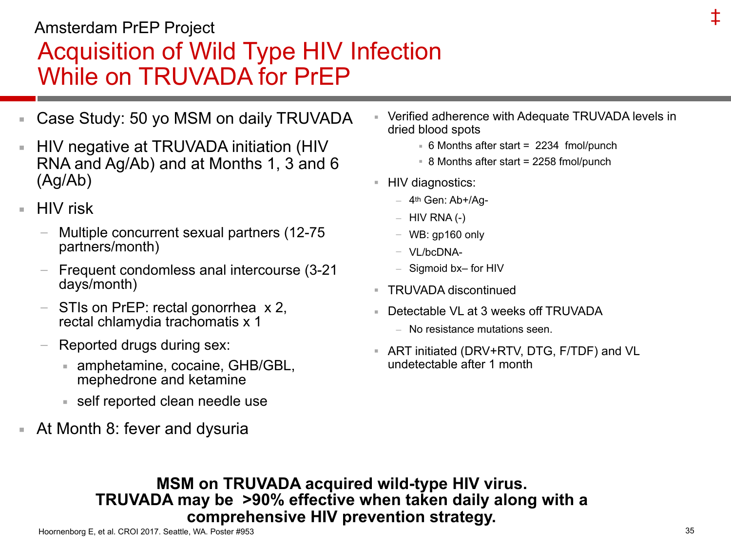Amsterdam PrEP Project

# Acquisition of Wild Type HIV Infection While on TRUVADA for PrEP

- Case Study: 50 yo MSM on daily TRUVADA
- HIV negative at TRUVADA initiation (HIV RNA and Ag/Ab) and at Months 1, 3 and 6 (Ag/Ab)
- HIV risk
  - Multiple concurrent sexual partners (12-75 partners/month)
  - Frequent condomless anal intercourse (3-21 days/month)
  - STIs on PrEP: rectal gonorrhea x 2, rectal chlamydia trachomatis x 1
  - Reported drugs during sex:
    - amphetamine, cocaine, GHB/GBL, mephedrone and ketamine
    - self reported clean needle use
- At Month 8: fever and dysuria

- Verified adherence with Adequate TRUVADA levels in dried blood spots
  - 6 Months after start = 2234 fmol/punch
  - 8 Months after start = 2258 fmol/punch
- HIV diagnostics:
  - 4th Gen: Ab+/Ag-
  - HIV RNA (-)
  - WB: gp160 only
  - VL/bcDNA-
  - Sigmoid bx– for HIV
- TRUVADA discontinued
- Detectable VL at 3 weeks off TRUVADA
  - No resistance mutations seen.
- ART initiated (DRV+RTV, DTG, F/TDF) and VL undetectable after 1 month

**MSM on TRUVADA acquired wild-type HIV virus.**
**TRUVADA may be >90% effective when taken daily along with a comprehensive HIV prevention strategy.**

Hoornenborg E, et al. CROI 2017. Seattle, WA. Poster #953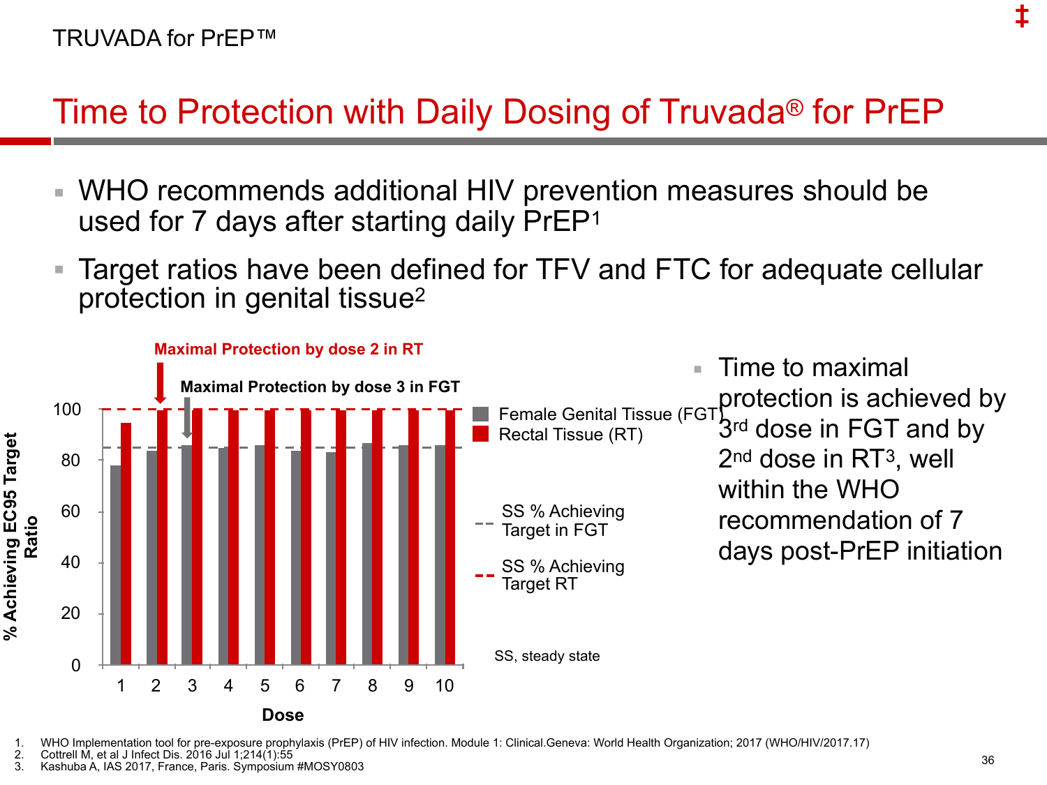TRUVADA for PrEP™

# Time to Protection with Daily Dosing of Truvada® for PrEP

- WHO recommends additional HIV prevention measures should be used for 7 days after starting daily PrEP[1]
- Target ratios have been defined for TFV and FTC for adequate cellular protection in genital tissue[2]

**Maximal Protection by dose 2 in RT**

**Maximal Protection by dose 3 in FGT**

% Achieving EC95 Target Ratio

Dose

Female Genital Tissue (FGT)
Rectal Tissue (RT)

SS % Achieving Target in FGT

SS % Achieving Target RT

SS, steady state

- Time to maximal protection is achieved by 3rd dose in FGT and by 2nd dose in RT[3], well within the WHO recommendation of 7 days post-PrEP initiation

1. WHO Implementation tool for pre-exposure prophylaxis (PrEP) of HIV infection. Module 1: Clinical.Geneva: World Health Organization; 2017 (WHO/HIV/2017.17)
2. Cottrell M, et al J Infect Dis. 2016 Jul 1;214(1):55
3. Kashuba A, IAS 2017, France, Paris. Symposium #MOSY0803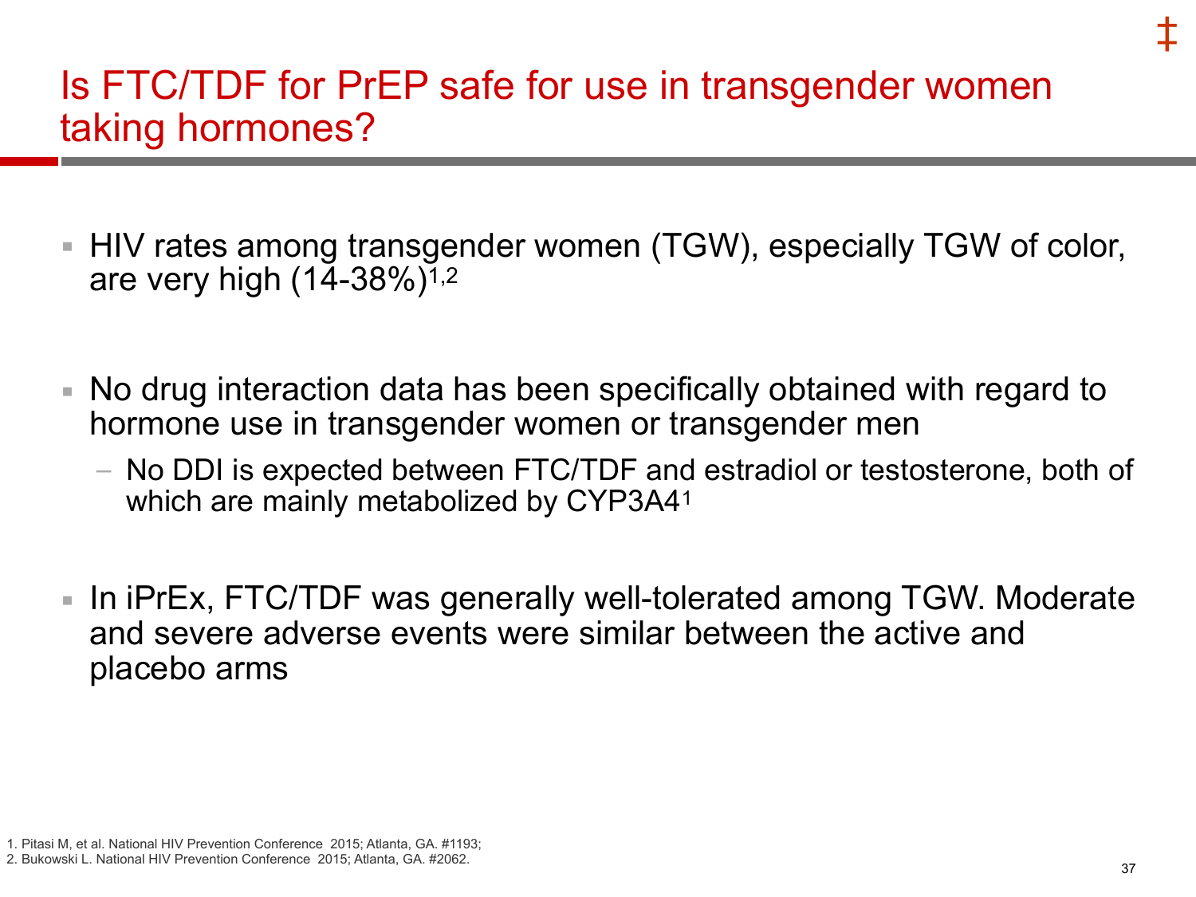# Is FTC/TDF for PrEP safe for use in transgender women taking hormones?

- HIV rates among transgender women (TGW), especially TGW of color, are very high (14-38%)[1,2]
- No drug interaction data has been specifically obtained with regard to hormone use in transgender women or transgender men
  - No DDI is expected between FTC/TDF and estradiol or testosterone, both of which are mainly metabolized by CYP3A4[1]
- In iPrEx, FTC/TDF was generally well-tolerated among TGW. Moderate and severe adverse events were similar between the active and placebo arms

1. Pitasi M, et al. National HIV Prevention Conference 2015; Atlanta, GA. #1193;
2. Bukowski L. National HIV Prevention Conference 2015; Atlanta, GA. #2062.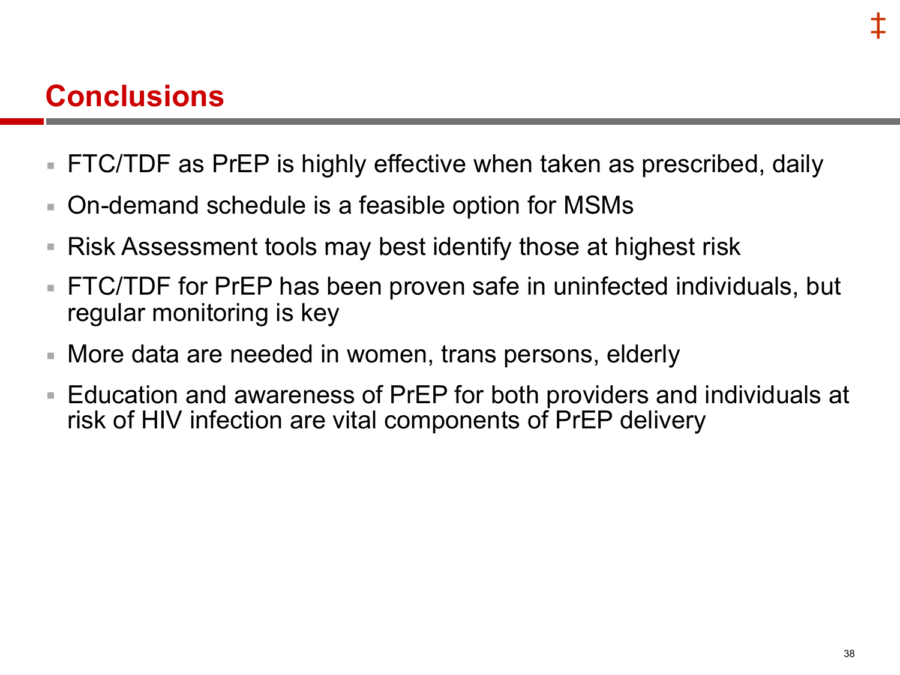## Conclusions

- FTC/TDF as PrEP is highly effective when taken as prescribed, daily
- On-demand schedule is a feasible option for MSMs
- Risk Assessment tools may best identify those at highest risk
- FTC/TDF for PrEP has been proven safe in uninfected individuals, but regular monitoring is key
- More data are needed in women, trans persons, elderly
- Education and awareness of PrEP for both providers and individuals at risk of HIV infection are vital components of PrEP delivery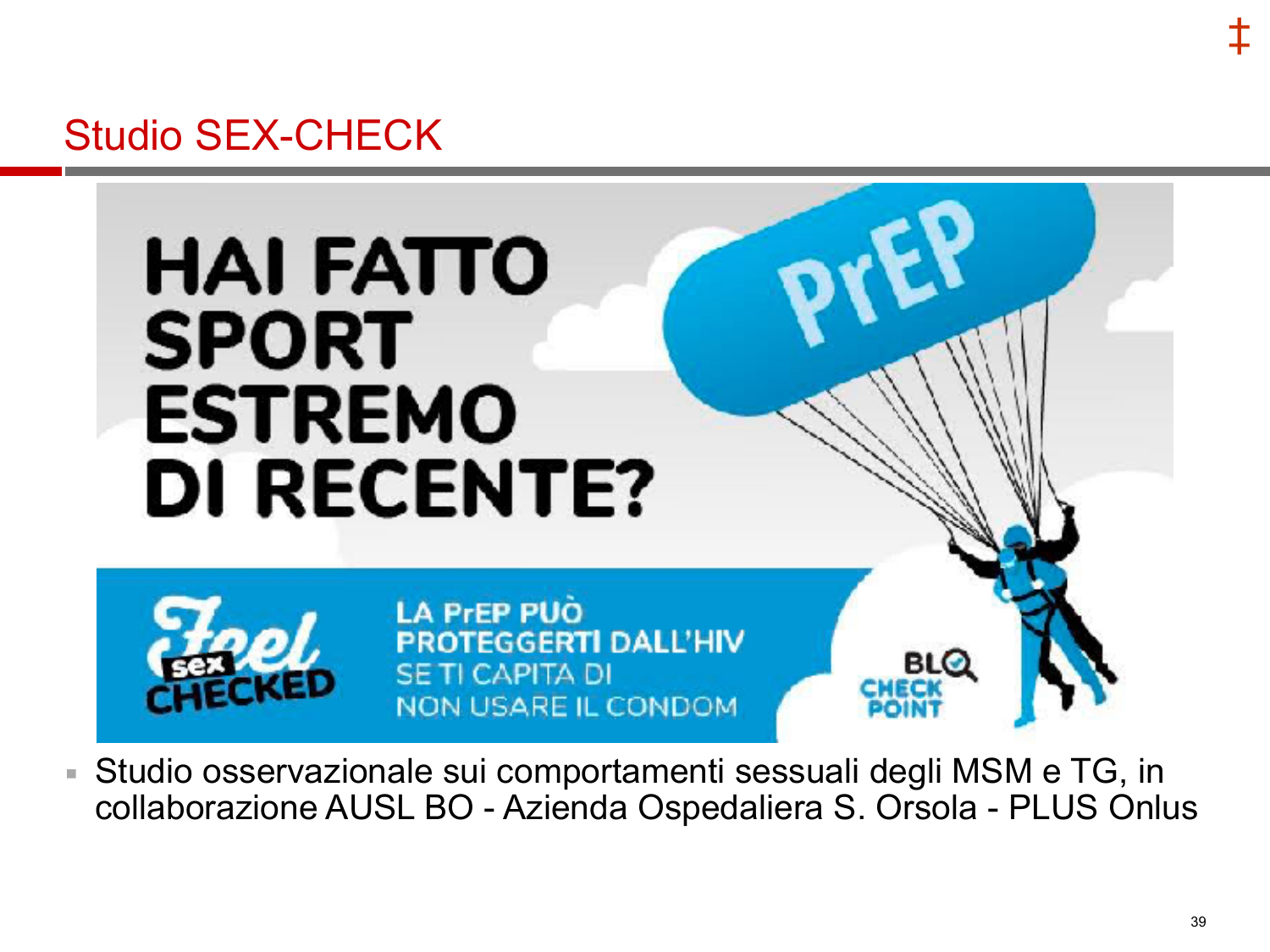## Studio SEX-CHECK

HAI FATTO SPORT ESTREMO DI RECENTE?

PrEP

Feel sex CHECKED

LA PrEP PUÒ PROTEGGERTI DALL'HIV SE TI CAPITA DI NON USARE IL CONDOM

BLQ CHECK POINT

- Studio osservazionale sui comportamenti sessuali degli MSM e TG, in collaborazione AUSL BO - Azienda Ospedaliera S. Orsola - PLUS Onlus